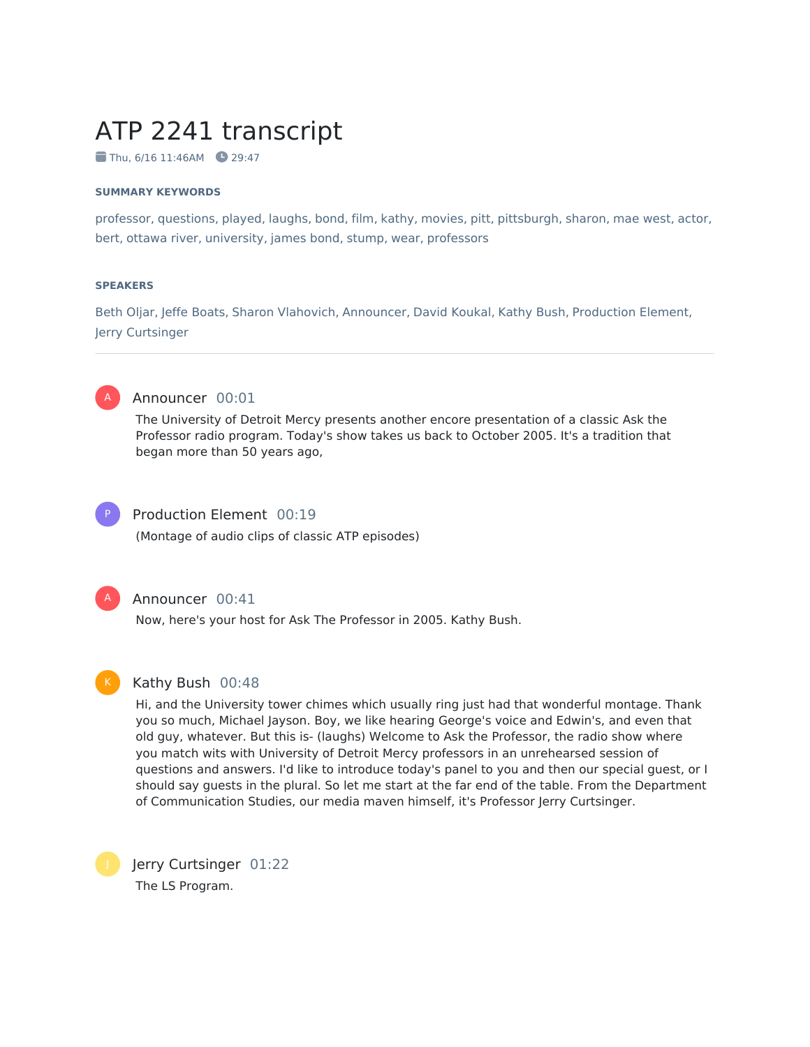# ATP 2241 transcript

Thu, 6/16 11:46AM 29:47

**SUMMARY KEYWORDS**

professor, questions, played, laughs, bond, film, kathy, movies, pitt, pittsburgh, sharon, mae west, actor, bert, ottawa river, university, james bond, stump, wear, professors

**SPEAKERS**

Beth Oljar, Jeffe Boats, Sharon Vlahovich, Announcer, David Koukal, Kathy Bush, Production Element, Jerry Curtsinger

---

**Announcer** 00:01

The University of Detroit Mercy presents another encore presentation of a classic Ask the Professor radio program. Today's show takes us back to October 2005. It's a tradition that began more than 50 years ago,

**Production Element** 00:19

(Montage of audio clips of classic ATP episodes)

**Announcer** 00:41

Now, here's your host for Ask The Professor in 2005. Kathy Bush.

**Kathy Bush** 00:48

Hi, and the University tower chimes which usually ring just had that wonderful montage. Thank you so much, Michael Jayson. Boy, we like hearing George's voice and Edwin's, and even that old guy, whatever. But this is- (laughs) Welcome to Ask the Professor, the radio show where you match wits with University of Detroit Mercy professors in an unrehearsed session of questions and answers. I'd like to introduce today's panel to you and then our special guest, or I should say guests in the plural. So let me start at the far end of the table. From the Department of Communication Studies, our media maven himself, it's Professor Jerry Curtsinger.

**Jerry Curtsinger** 01:22

The LS Program.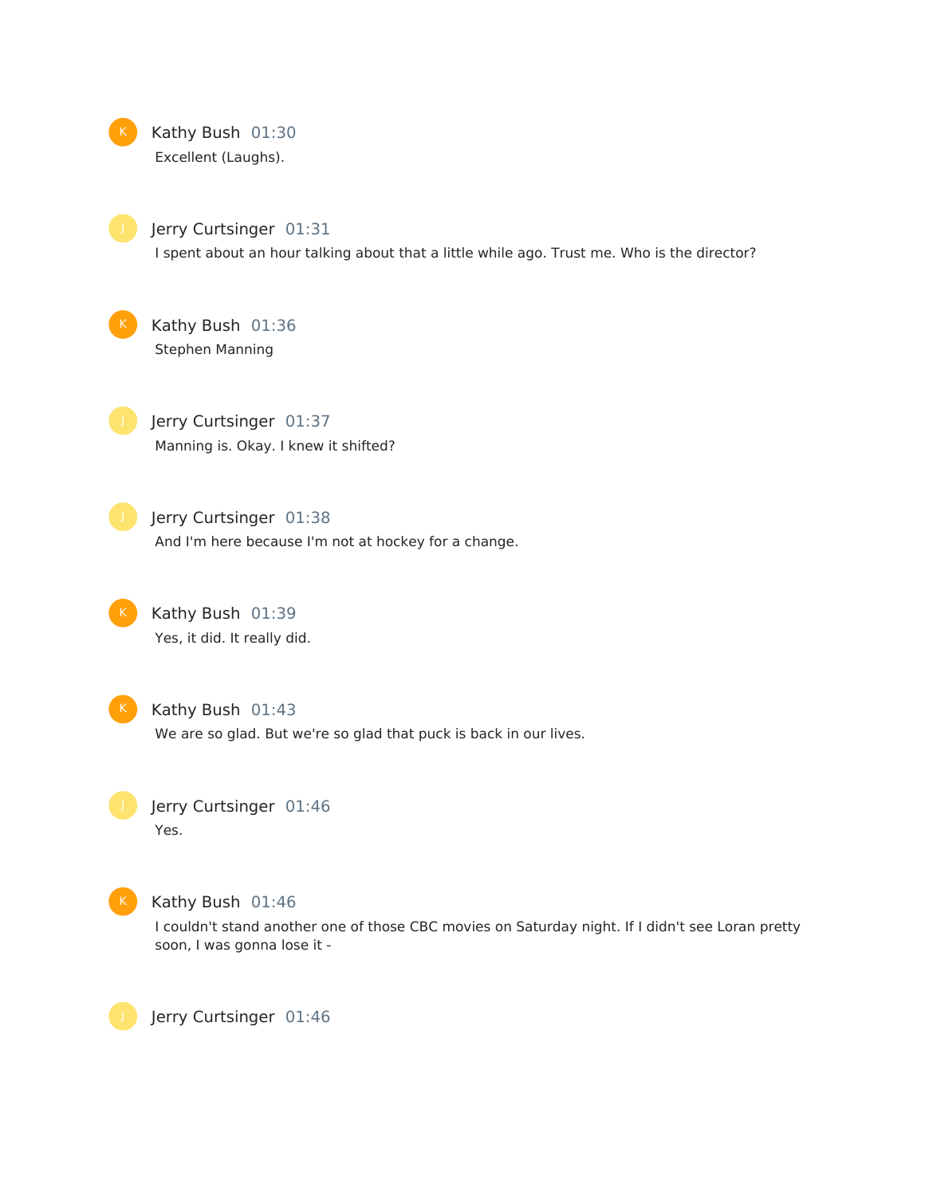Kathy Bush 01:30

Excellent (Laughs).

Jerry Curtsinger 01:31

I spent about an hour talking about that a little while ago. Trust me. Who is the director?

Kathy Bush 01:36

Stephen Manning

Jerry Curtsinger 01:37

Manning is. Okay. I knew it shifted?

Jerry Curtsinger 01:38

And I'm here because I'm not at hockey for a change.

Kathy Bush 01:39

Yes, it did. It really did.

Kathy Bush 01:43

We are so glad. But we're so glad that puck is back in our lives.

Jerry Curtsinger 01:46

Yes.

Kathy Bush 01:46

I couldn't stand another one of those CBC movies on Saturday night. If I didn't see Loran pretty soon, I was gonna lose it -

Jerry Curtsinger 01:46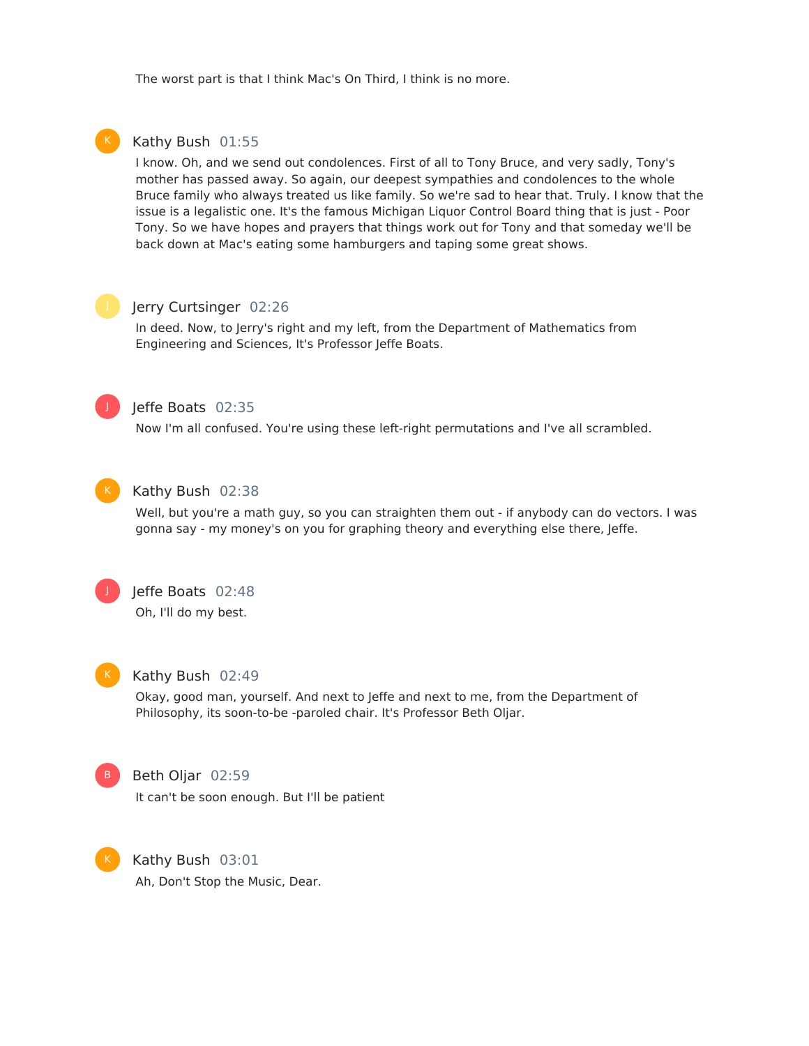The worst part is that I think Mac's On Third, I think is no more.

**Kathy Bush** 01:55

I know. Oh, and we send out condolences. First of all to Tony Bruce, and very sadly, Tony's mother has passed away. So again, our deepest sympathies and condolences to the whole Bruce family who always treated us like family. So we're sad to hear that. Truly. I know that the issue is a legalistic one. It's the famous Michigan Liquor Control Board thing that is just - Poor Tony. So we have hopes and prayers that things work out for Tony and that someday we'll be back down at Mac's eating some hamburgers and taping some great shows.

**Jerry Curtsinger** 02:26

In deed. Now, to Jerry's right and my left, from the Department of Mathematics from Engineering and Sciences, It's Professor Jeffe Boats.

**Jeffe Boats** 02:35

Now I'm all confused. You're using these left-right permutations and I've all scrambled.

**Kathy Bush** 02:38

Well, but you're a math guy, so you can straighten them out - if anybody can do vectors. I was gonna say - my money's on you for graphing theory and everything else there, Jeffe.

**Jeffe Boats** 02:48

Oh, I'll do my best.

**Kathy Bush** 02:49

Okay, good man, yourself. And next to Jeffe and next to me, from the Department of Philosophy, its soon-to-be -paroled chair. It's Professor Beth Oljar.

**Beth Oljar** 02:59

It can't be soon enough. But I'll be patient

**Kathy Bush** 03:01

Ah, Don't Stop the Music, Dear.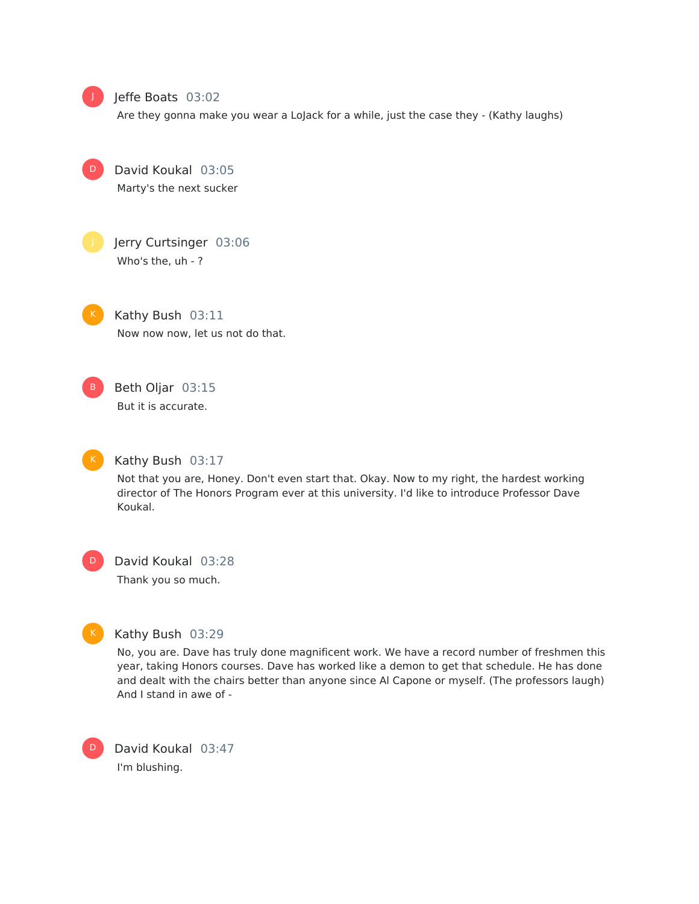**Jeffe Boats** 03:02

Are they gonna make you wear a LoJack for a while, just the case they - (Kathy laughs)

**David Koukal** 03:05

Marty's the next sucker

**Jerry Curtsinger** 03:06

Who's the, uh - ?

**Kathy Bush** 03:11

Now now now, let us not do that.

**Beth Oljar** 03:15

But it is accurate.

**Kathy Bush** 03:17

Not that you are, Honey. Don't even start that. Okay. Now to my right, the hardest working director of The Honors Program ever at this university. I'd like to introduce Professor Dave Koukal.

**David Koukal** 03:28

Thank you so much.

**Kathy Bush** 03:29

No, you are. Dave has truly done magnificent work. We have a record number of freshmen this year, taking Honors courses. Dave has worked like a demon to get that schedule. He has done and dealt with the chairs better than anyone since Al Capone or myself. (The professors laugh) And I stand in awe of -

**David Koukal** 03:47

I'm blushing.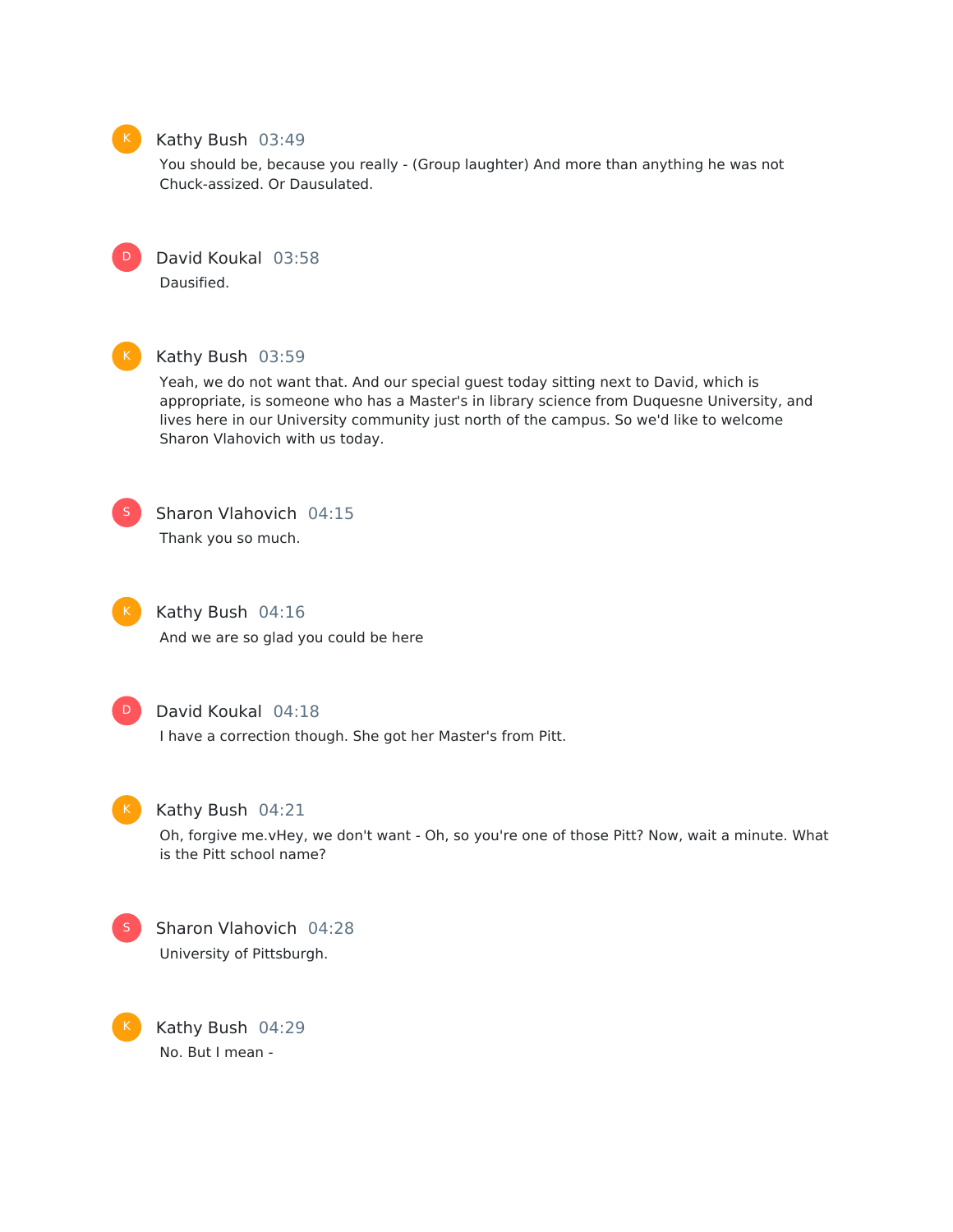Kathy Bush 03:49

You should be, because you really - (Group laughter) And more than anything he was not Chuck-assized. Or Dausulated.

David Koukal 03:58

Dausified.

Kathy Bush 03:59

Yeah, we do not want that. And our special guest today sitting next to David, which is appropriate, is someone who has a Master's in library science from Duquesne University, and lives here in our University community just north of the campus. So we'd like to welcome Sharon Vlahovich with us today.

Sharon Vlahovich 04:15

Thank you so much.

Kathy Bush 04:16

And we are so glad you could be here

David Koukal 04:18

I have a correction though. She got her Master's from Pitt.

Kathy Bush 04:21

Oh, forgive me.vHey, we don't want - Oh, so you're one of those Pitt? Now, wait a minute. What is the Pitt school name?

Sharon Vlahovich 04:28

University of Pittsburgh.

Kathy Bush 04:29

No. But I mean -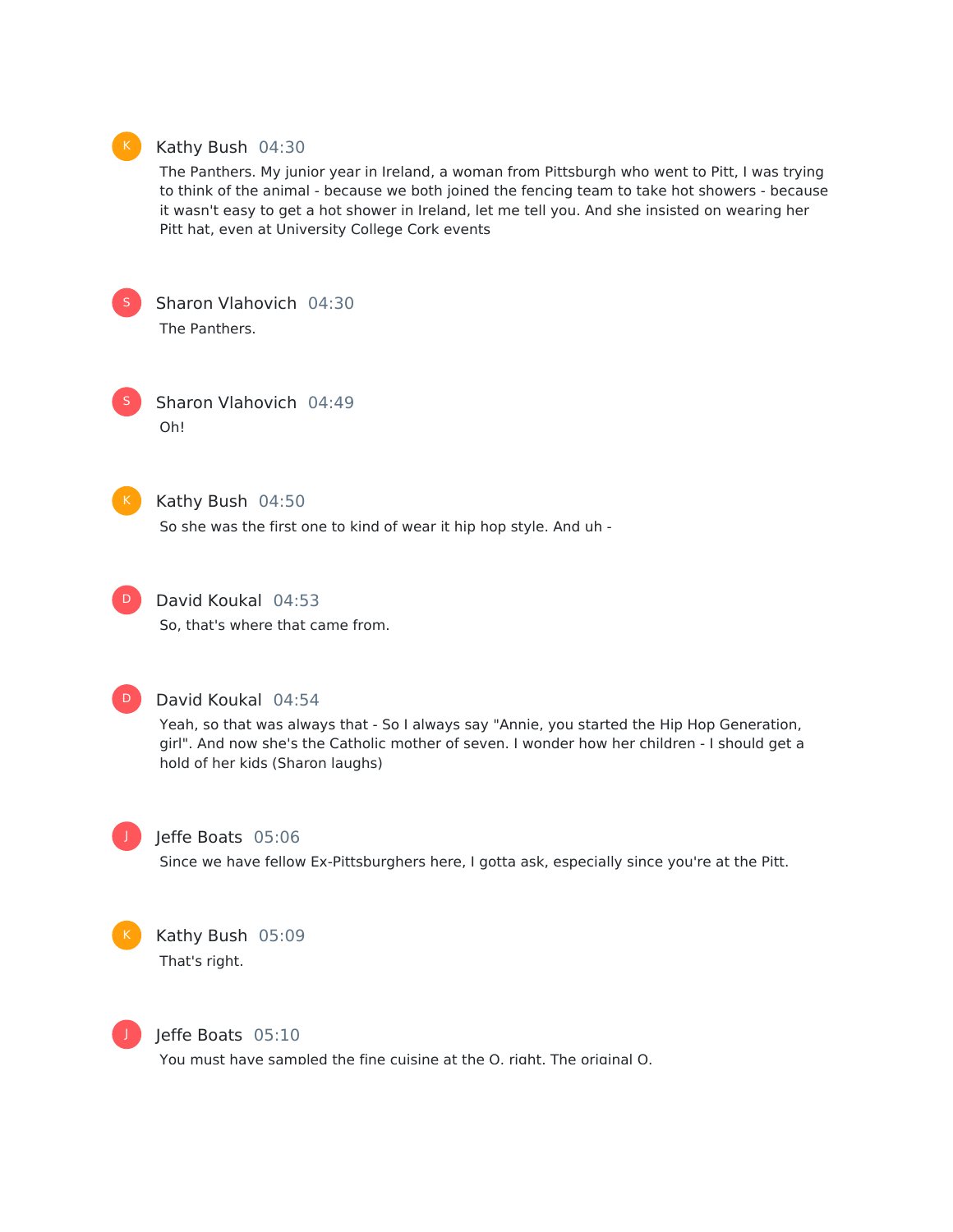Kathy Bush 04:30

The Panthers. My junior year in Ireland, a woman from Pittsburgh who went to Pitt, I was trying to think of the animal - because we both joined the fencing team to take hot showers - because it wasn't easy to get a hot shower in Ireland, let me tell you. And she insisted on wearing her Pitt hat, even at University College Cork events

Sharon Vlahovich 04:30

The Panthers.

Sharon Vlahovich 04:49

Oh!

Kathy Bush 04:50

So she was the first one to kind of wear it hip hop style. And uh -

David Koukal 04:53

So, that's where that came from.

David Koukal 04:54

Yeah, so that was always that - So I always say "Annie, you started the Hip Hop Generation, girl". And now she's the Catholic mother of seven. I wonder how her children - I should get a hold of her kids (Sharon laughs)

Jeffe Boats 05:06

Since we have fellow Ex-Pittsburghers here, I gotta ask, especially since you're at the Pitt.

Kathy Bush 05:09

That's right.

Jeffe Boats 05:10

You must have sampled the fine cuisine at the O, right. The original O.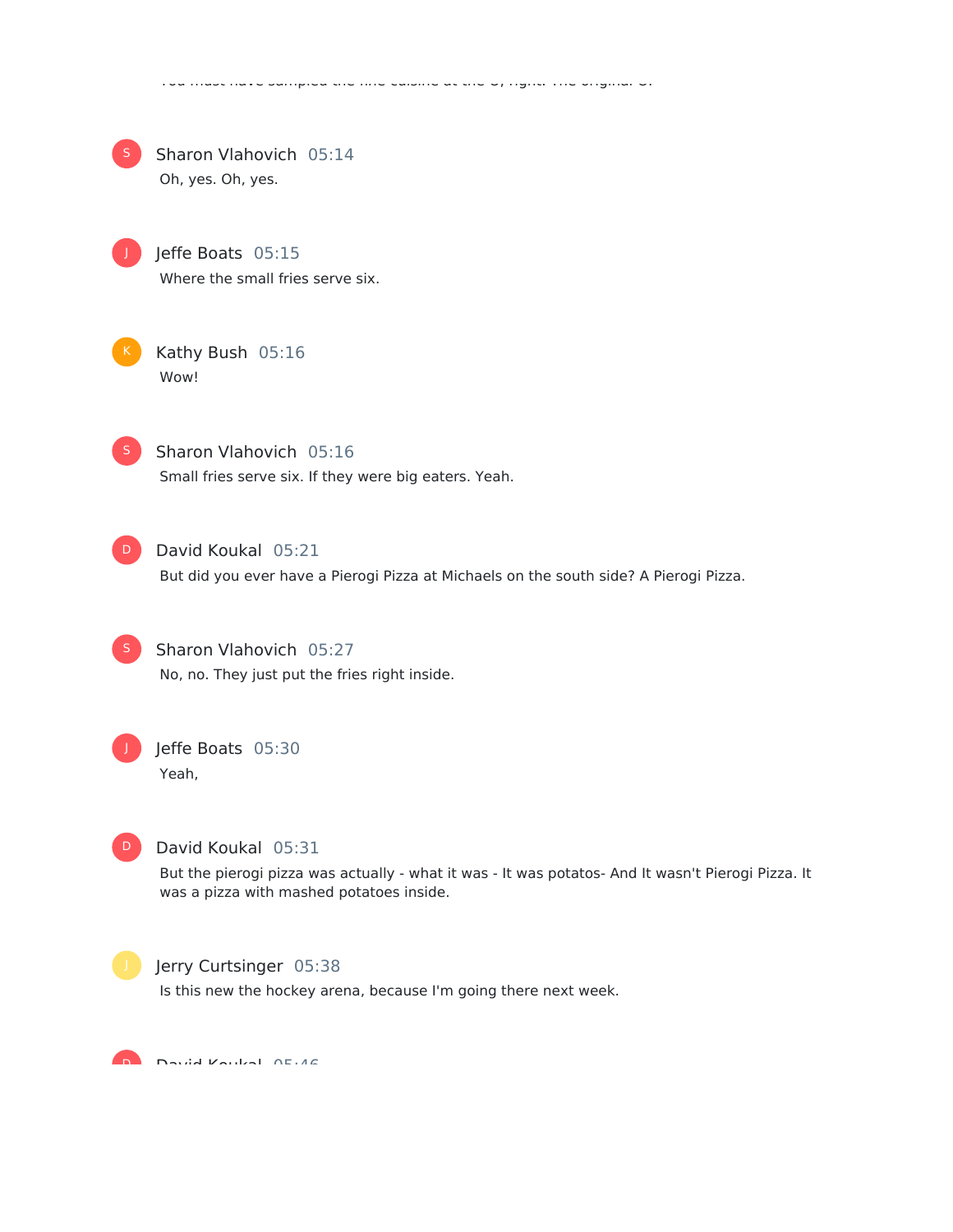You must have sampled the fine cuisine at the O, right? The original O.

Sharon Vlahovich 05:14
Oh, yes. Oh, yes.

Jeffe Boats 05:15
Where the small fries serve six.

Kathy Bush 05:16
Wow!

Sharon Vlahovich 05:16
Small fries serve six. If they were big eaters. Yeah.

David Koukal 05:21
But did you ever have a Pierogi Pizza at Michaels on the south side? A Pierogi Pizza.

Sharon Vlahovich 05:27
No, no. They just put the fries right inside.

Jeffe Boats 05:30
Yeah,

David Koukal 05:31
But the pierogi pizza was actually - what it was - It was potatos- And It wasn't Pierogi Pizza. It was a pizza with mashed potatoes inside.

Jerry Curtsinger 05:38
Is this new the hockey arena, because I'm going there next week.

David Koukal 05:46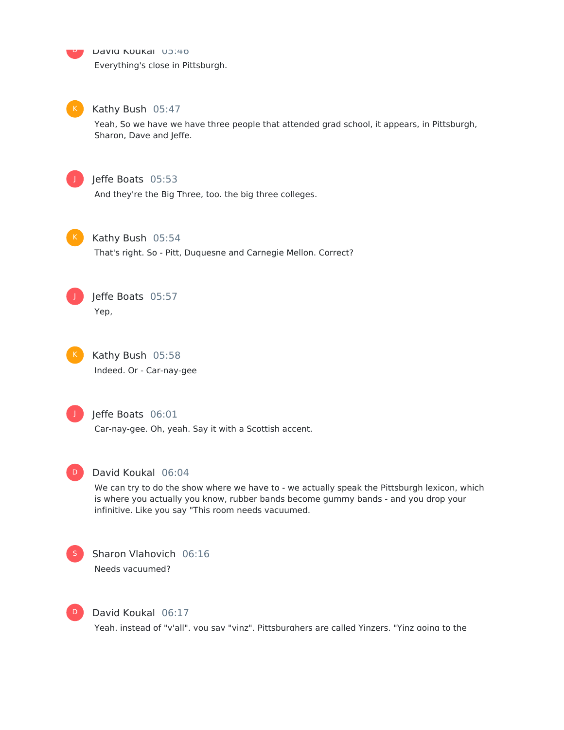**David Koukal** 05:46

Everything's close in Pittsburgh.

**Kathy Bush** 05:47

Yeah, So we have we have three people that attended grad school, it appears, in Pittsburgh, Sharon, Dave and Jeffe.

**Jeffe Boats** 05:53

And they're the Big Three, too. the big three colleges.

**Kathy Bush** 05:54

That's right. So - Pitt, Duquesne and Carnegie Mellon. Correct?

**Jeffe Boats** 05:57

Yep,

**Kathy Bush** 05:58

Indeed. Or - Car-nay-gee

**Jeffe Boats** 06:01

Car-nay-gee. Oh, yeah. Say it with a Scottish accent.

**David Koukal** 06:04

We can try to do the show where we have to - we actually speak the Pittsburgh lexicon, which is where you actually you know, rubber bands become gummy bands - and you drop your infinitive. Like you say "This room needs vacuumed.

**Sharon Vlahovich** 06:16

Needs vacuumed?

**David Koukal** 06:17

Yeah, instead of "y'all", you say "yinz". Pittsburghers are called Yinzers. "Yinz going to the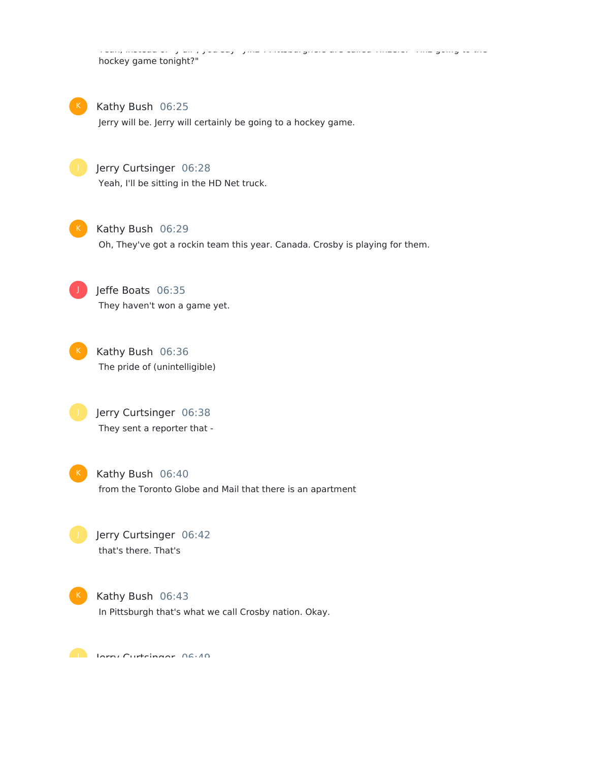hockey game tonight?"

Kathy Bush 06:25

Jerry will be. Jerry will certainly be going to a hockey game.

Jerry Curtsinger 06:28

Yeah, I'll be sitting in the HD Net truck.

Kathy Bush 06:29

Oh, They've got a rockin team this year. Canada. Crosby is playing for them.

Jeffe Boats 06:35

They haven't won a game yet.

Kathy Bush 06:36

The pride of (unintelligible)

Jerry Curtsinger 06:38

They sent a reporter that -

Kathy Bush 06:40

from the Toronto Globe and Mail that there is an apartment

Jerry Curtsinger 06:42

that's there. That's

Kathy Bush 06:43

In Pittsburgh that's what we call Crosby nation. Okay.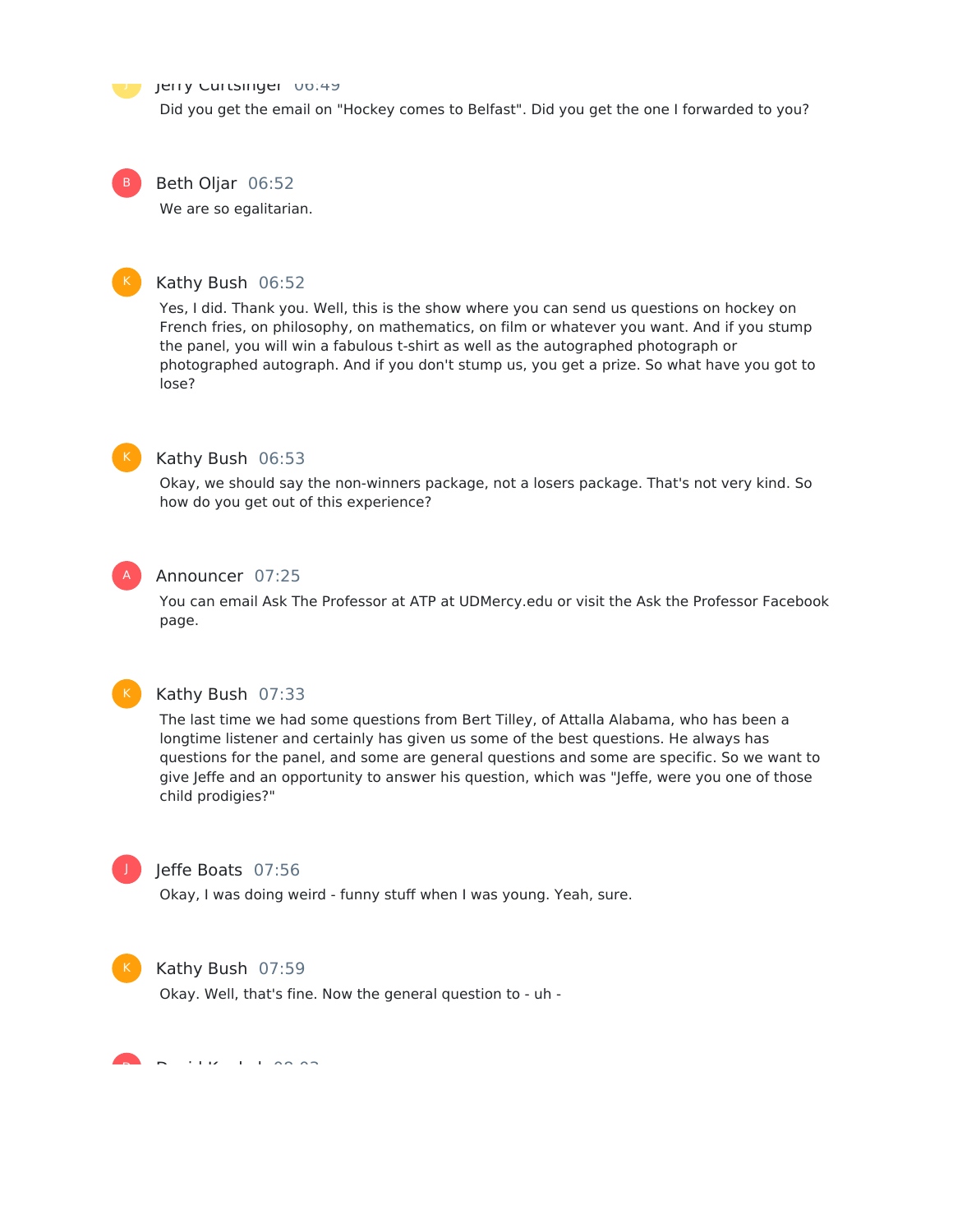Jerry Curtsinger 06:49

Did you get the email on "Hockey comes to Belfast". Did you get the one I forwarded to you?

Beth Oljar 06:52

We are so egalitarian.

Kathy Bush 06:52

Yes, I did. Thank you. Well, this is the show where you can send us questions on hockey on French fries, on philosophy, on mathematics, on film or whatever you want. And if you stump the panel, you will win a fabulous t-shirt as well as the autographed photograph or photographed autograph. And if you don't stump us, you get a prize. So what have you got to lose?

Kathy Bush 06:53

Okay, we should say the non-winners package, not a losers package. That's not very kind. So how do you get out of this experience?

Announcer 07:25

You can email Ask The Professor at ATP at UDMercy.edu or visit the Ask the Professor Facebook page.

Kathy Bush 07:33

The last time we had some questions from Bert Tilley, of Attalla Alabama, who has been a longtime listener and certainly has given us some of the best questions. He always has questions for the panel, and some are general questions and some are specific. So we want to give Jeffe and an opportunity to answer his question, which was "Jeffe, were you one of those child prodigies?"

Jeffe Boats 07:56

Okay, I was doing weird - funny stuff when I was young. Yeah, sure.

Kathy Bush 07:59

Okay. Well, that's fine. Now the general question to - uh -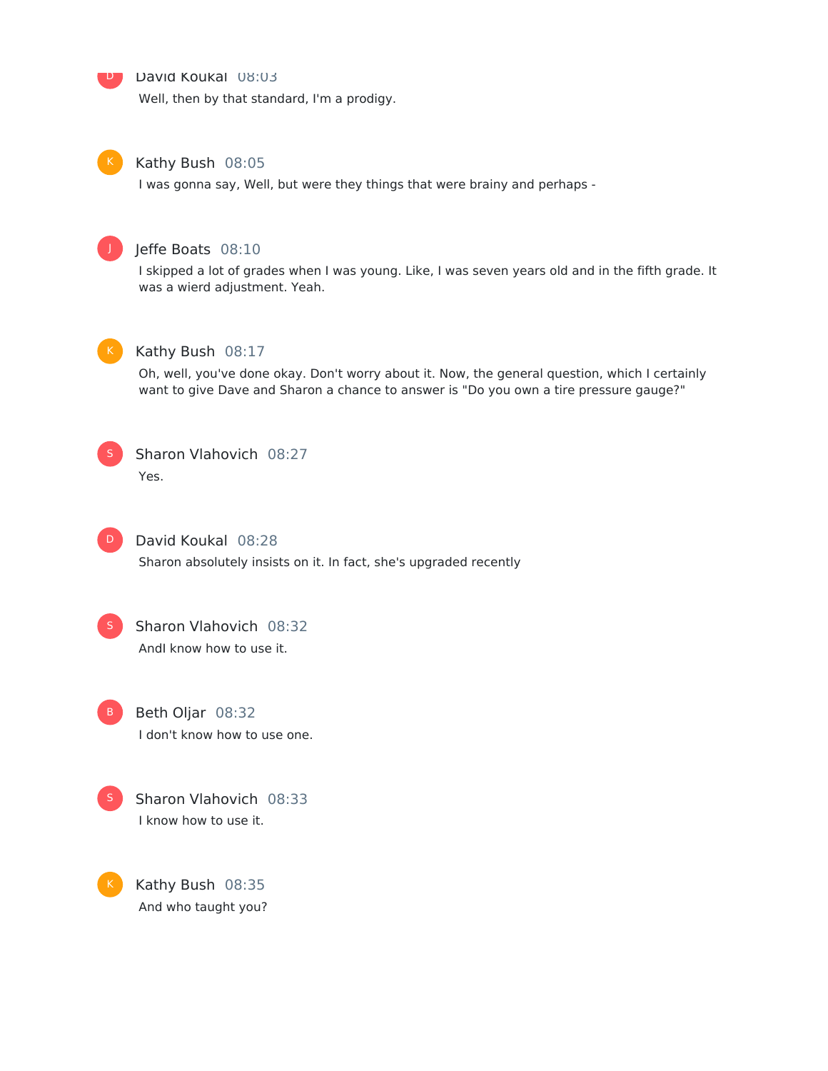David Koukal 08:03

Well, then by that standard, I'm a prodigy.

Kathy Bush 08:05

I was gonna say, Well, but were they things that were brainy and perhaps -

Jeffe Boats 08:10

I skipped a lot of grades when I was young. Like, I was seven years old and in the fifth grade. It was a wierd adjustment. Yeah.

Kathy Bush 08:17

Oh, well, you've done okay. Don't worry about it. Now, the general question, which I certainly want to give Dave and Sharon a chance to answer is "Do you own a tire pressure gauge?"

Sharon Vlahovich 08:27

Yes.

David Koukal 08:28

Sharon absolutely insists on it. In fact, she's upgraded recently

Sharon Vlahovich 08:32

AndI know how to use it.

Beth Oljar 08:32

I don't know how to use one.

Sharon Vlahovich 08:33

I know how to use it.

Kathy Bush 08:35

And who taught you?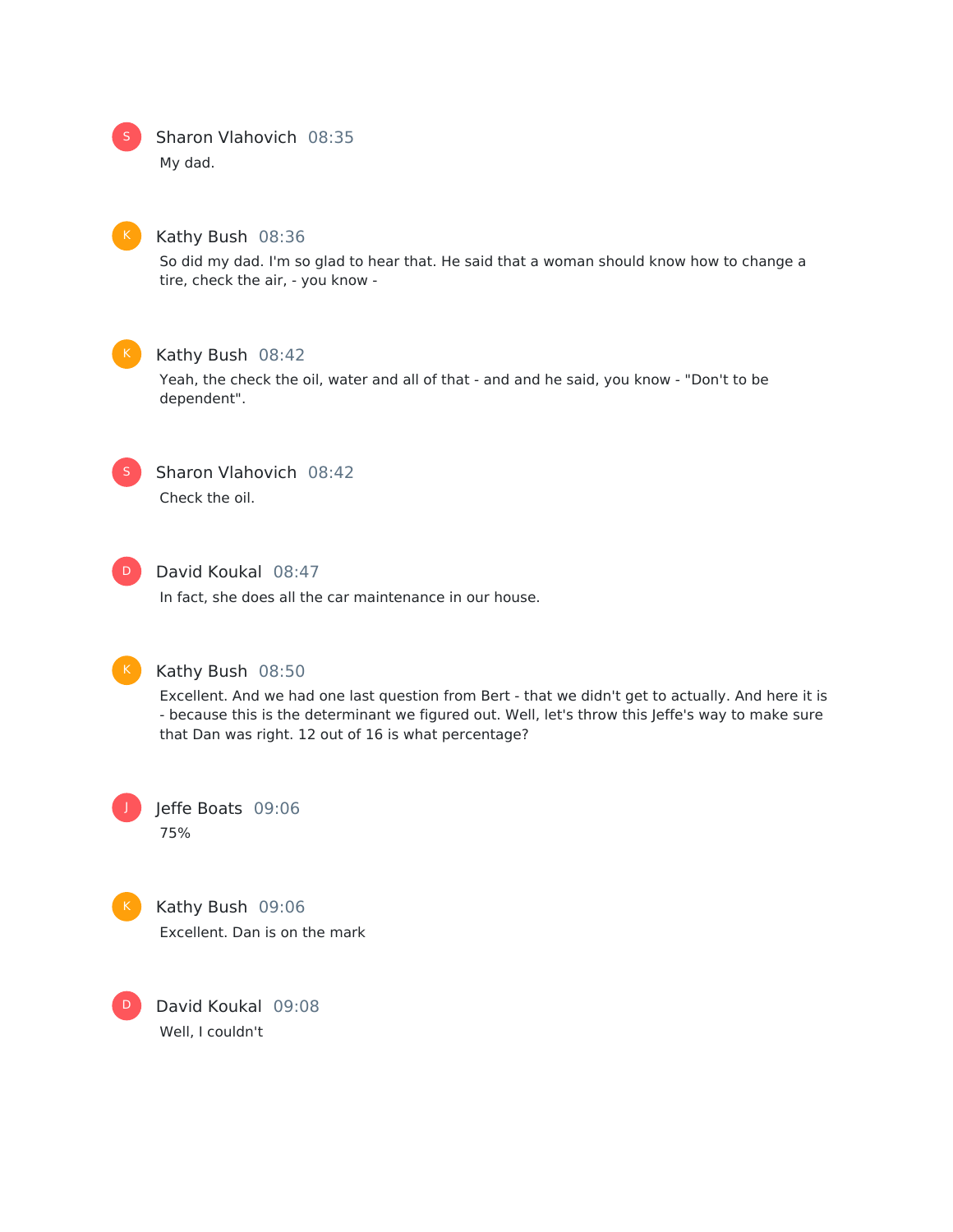Sharon Vlahovich 08:35

My dad.

Kathy Bush 08:36

So did my dad. I'm so glad to hear that. He said that a woman should know how to change a tire, check the air, - you know -

Kathy Bush 08:42

Yeah, the check the oil, water and all of that - and and he said, you know - "Don't to be dependent".

Sharon Vlahovich 08:42

Check the oil.

David Koukal 08:47

In fact, she does all the car maintenance in our house.

Kathy Bush 08:50

Excellent. And we had one last question from Bert - that we didn't get to actually. And here it is - because this is the determinant we figured out. Well, let's throw this Jeffe's way to make sure that Dan was right. 12 out of 16 is what percentage?

Jeffe Boats 09:06

75%

Kathy Bush 09:06

Excellent. Dan is on the mark

David Koukal 09:08

Well, I couldn't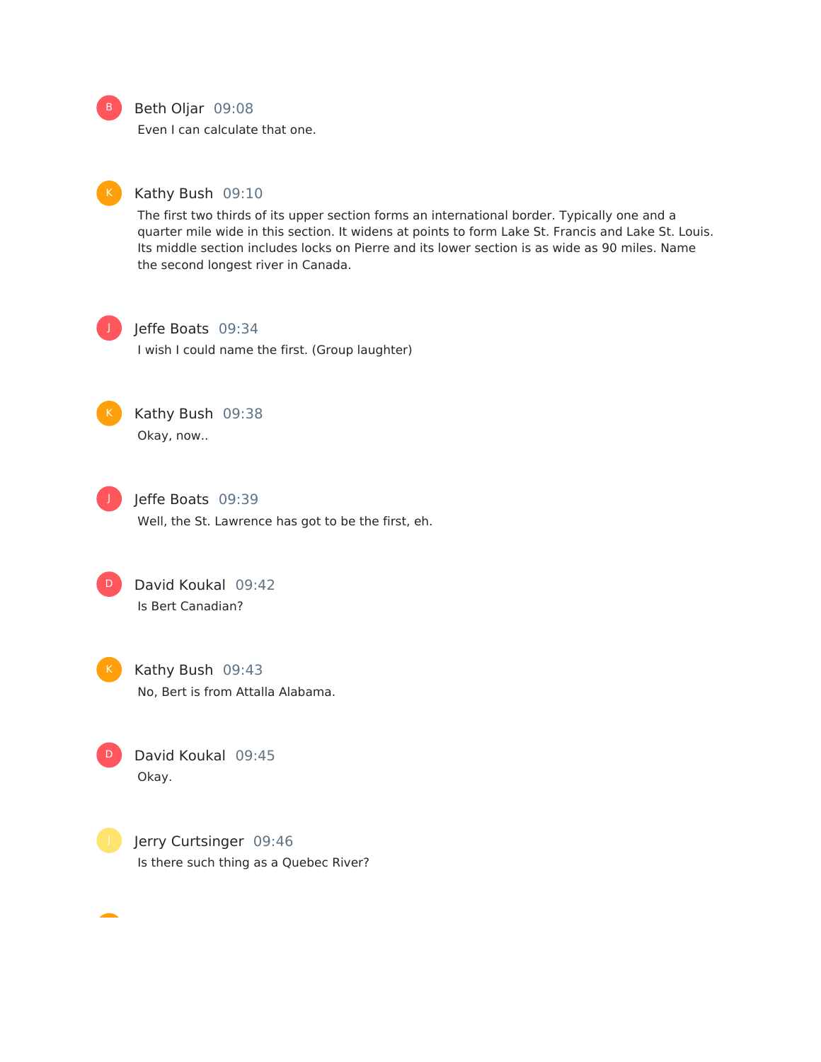**Beth Oljar** 09:08

Even I can calculate that one.

**Kathy Bush** 09:10

The first two thirds of its upper section forms an international border. Typically one and a quarter mile wide in this section. It widens at points to form Lake St. Francis and Lake St. Louis. Its middle section includes locks on Pierre and its lower section is as wide as 90 miles. Name the second longest river in Canada.

**Jeffe Boats** 09:34

I wish I could name the first. (Group laughter)

**Kathy Bush** 09:38

Okay, now..

**Jeffe Boats** 09:39

Well, the St. Lawrence has got to be the first, eh.

**David Koukal** 09:42

Is Bert Canadian?

**Kathy Bush** 09:43

No, Bert is from Attalla Alabama.

**David Koukal** 09:45

Okay.

**Jerry Curtsinger** 09:46

Is there such thing as a Quebec River?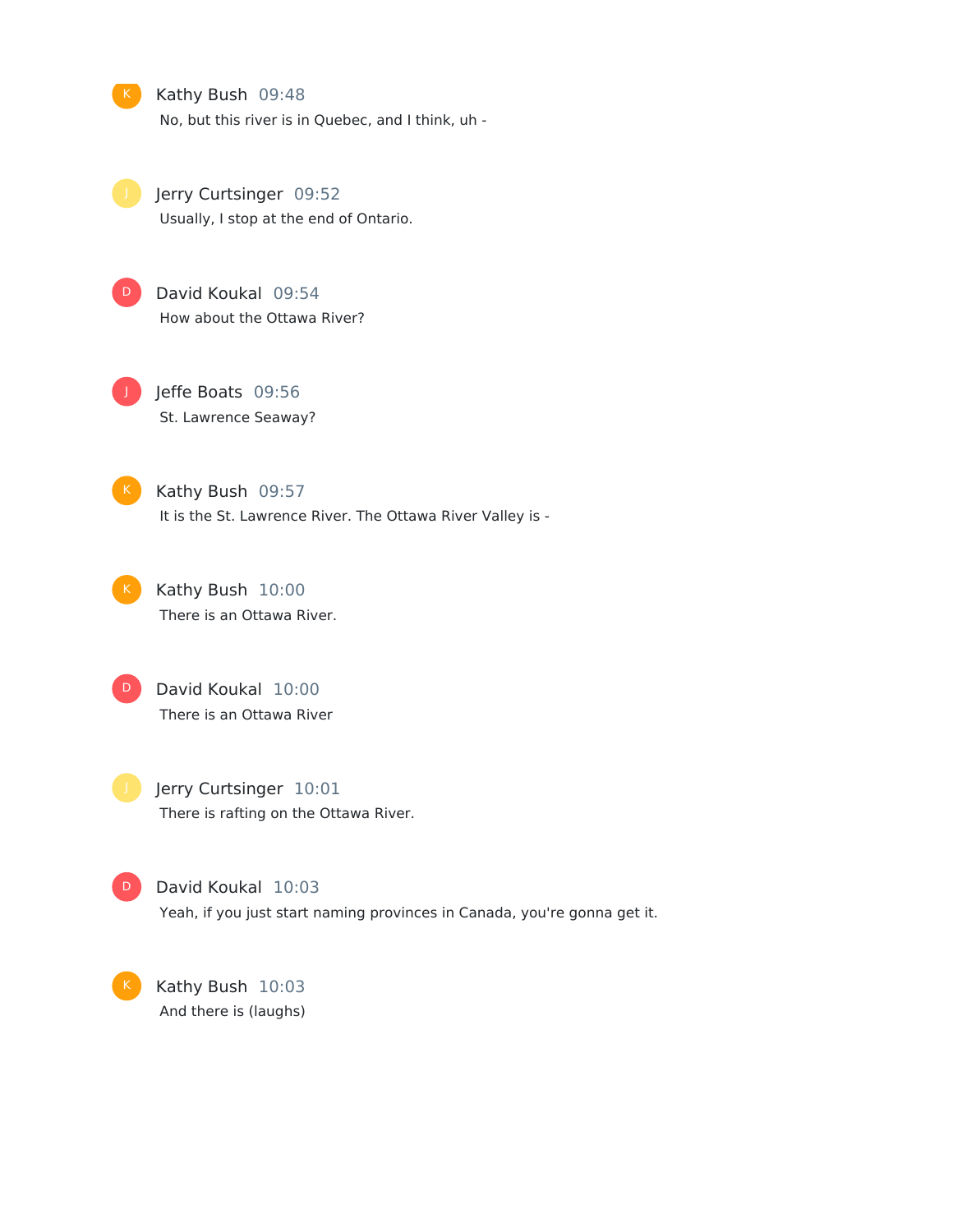Kathy Bush 09:48
No, but this river is in Quebec, and I think, uh -

Jerry Curtsinger 09:52
Usually, I stop at the end of Ontario.

David Koukal 09:54
How about the Ottawa River?

Jeffe Boats 09:56
St. Lawrence Seaway?

Kathy Bush 09:57
It is the St. Lawrence River. The Ottawa River Valley is -

Kathy Bush 10:00
There is an Ottawa River.

David Koukal 10:00
There is an Ottawa River

Jerry Curtsinger 10:01
There is rafting on the Ottawa River.

David Koukal 10:03
Yeah, if you just start naming provinces in Canada, you're gonna get it.

Kathy Bush 10:03
And there is (laughs)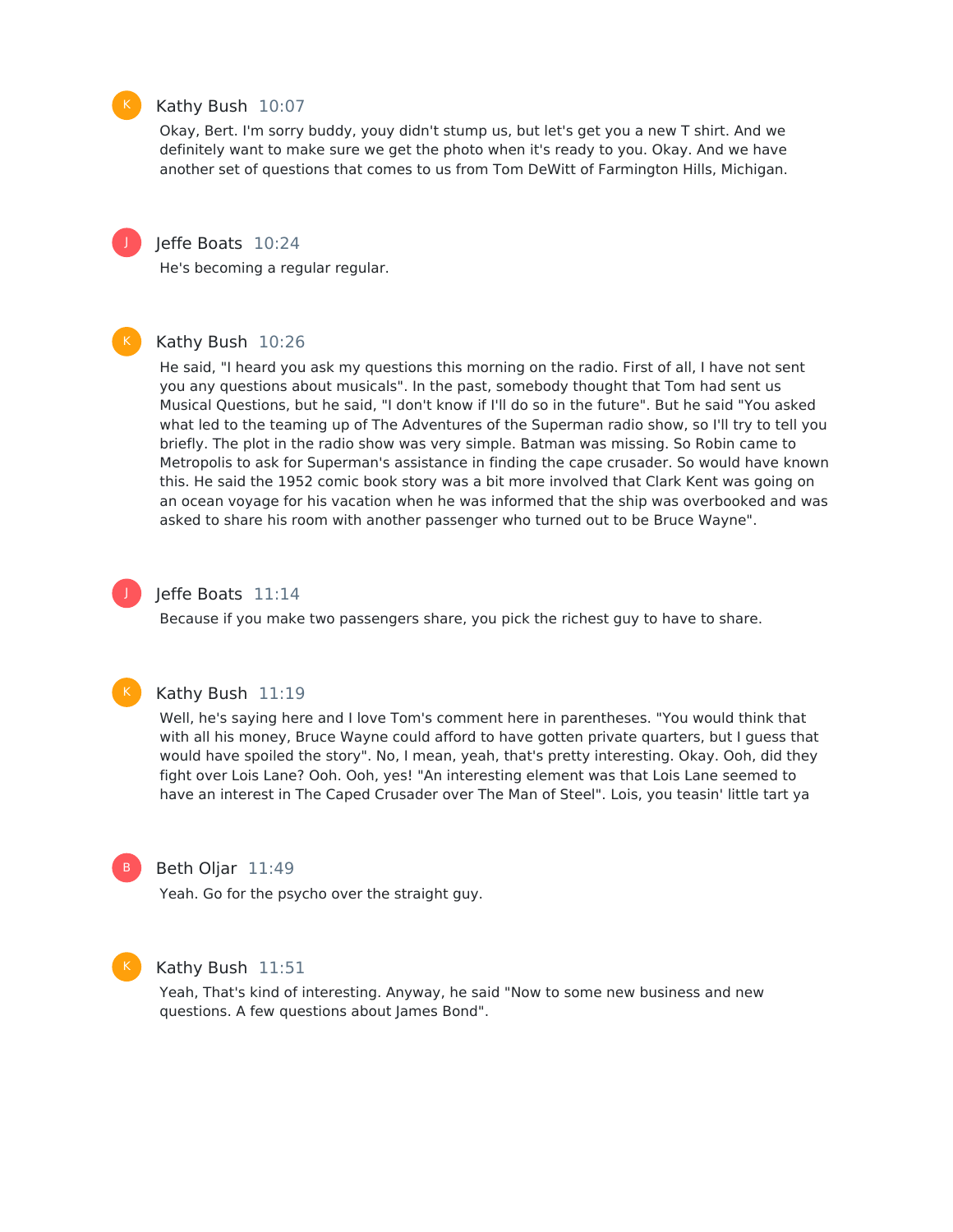Kathy Bush 10:07

Okay, Bert. I'm sorry buddy, youy didn't stump us, but let's get you a new T shirt. And we definitely want to make sure we get the photo when it's ready to you. Okay. And we have another set of questions that comes to us from Tom DeWitt of Farmington Hills, Michigan.

Jeffe Boats 10:24

He's becoming a regular regular.

Kathy Bush 10:26

He said, "I heard you ask my questions this morning on the radio. First of all, I have not sent you any questions about musicals". In the past, somebody thought that Tom had sent us Musical Questions, but he said, "I don't know if I'll do so in the future". But he said "You asked what led to the teaming up of The Adventures of the Superman radio show, so I'll try to tell you briefly. The plot in the radio show was very simple. Batman was missing. So Robin came to Metropolis to ask for Superman's assistance in finding the cape crusader. So would have known this. He said the 1952 comic book story was a bit more involved that Clark Kent was going on an ocean voyage for his vacation when he was informed that the ship was overbooked and was asked to share his room with another passenger who turned out to be Bruce Wayne".

Jeffe Boats 11:14

Because if you make two passengers share, you pick the richest guy to have to share.

Kathy Bush 11:19

Well, he's saying here and I love Tom's comment here in parentheses. "You would think that with all his money, Bruce Wayne could afford to have gotten private quarters, but I guess that would have spoiled the story". No, I mean, yeah, that's pretty interesting. Okay. Ooh, did they fight over Lois Lane? Ooh. Ooh, yes! "An interesting element was that Lois Lane seemed to have an interest in The Caped Crusader over The Man of Steel". Lois, you teasin' little tart ya

Beth Oljar 11:49

Yeah. Go for the psycho over the straight guy.

Kathy Bush 11:51

Yeah, That's kind of interesting. Anyway, he said "Now to some new business and new questions. A few questions about James Bond".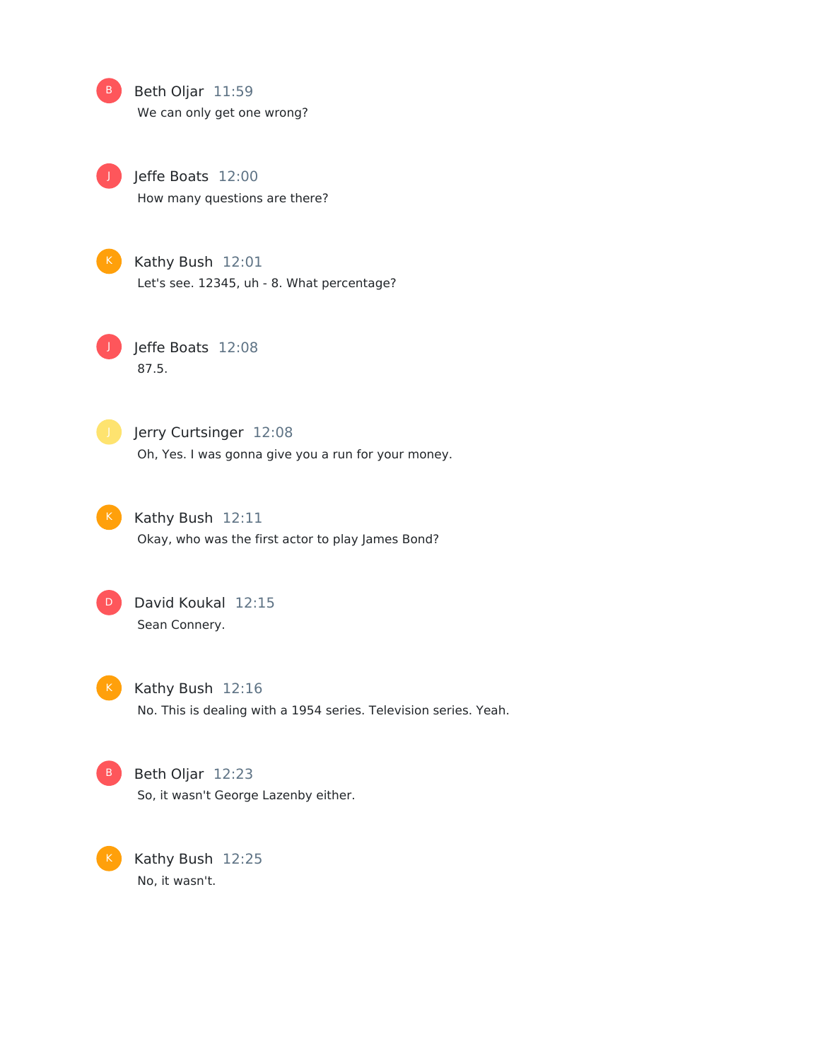**Beth Oljar** 11:59
We can only get one wrong?

**Jeffe Boats** 12:00
How many questions are there?

**Kathy Bush** 12:01
Let's see. 12345, uh - 8. What percentage?

**Jeffe Boats** 12:08
87.5.

**Jerry Curtsinger** 12:08
Oh, Yes. I was gonna give you a run for your money.

**Kathy Bush** 12:11
Okay, who was the first actor to play James Bond?

**David Koukal** 12:15
Sean Connery.

**Kathy Bush** 12:16
No. This is dealing with a 1954 series. Television series. Yeah.

**Beth Oljar** 12:23
So, it wasn't George Lazenby either.

**Kathy Bush** 12:25
No, it wasn't.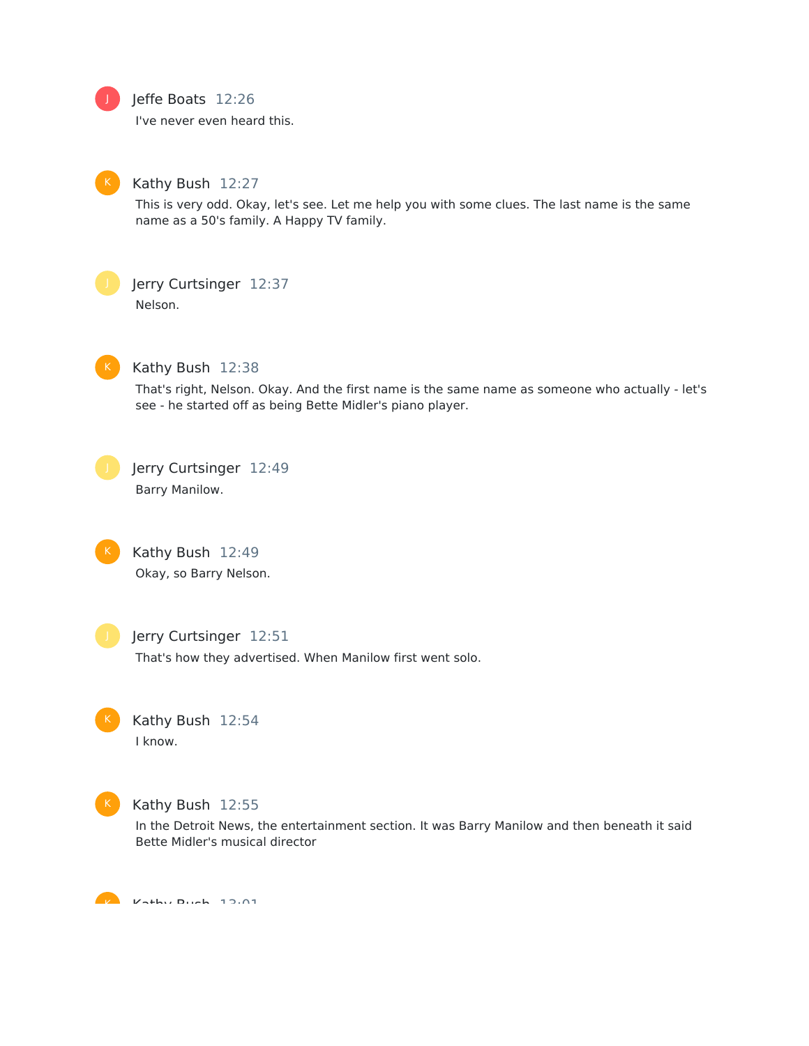**Jeffe Boats** 12:26

I've never even heard this.

**Kathy Bush** 12:27

This is very odd. Okay, let's see. Let me help you with some clues. The last name is the same name as a 50's family. A Happy TV family.

**Jerry Curtsinger** 12:37

Nelson.

**Kathy Bush** 12:38

That's right, Nelson. Okay. And the first name is the same name as someone who actually - let's see - he started off as being Bette Midler's piano player.

**Jerry Curtsinger** 12:49

Barry Manilow.

**Kathy Bush** 12:49

Okay, so Barry Nelson.

**Jerry Curtsinger** 12:51

That's how they advertised. When Manilow first went solo.

**Kathy Bush** 12:54

I know.

**Kathy Bush** 12:55

In the Detroit News, the entertainment section. It was Barry Manilow and then beneath it said Bette Midler's musical director

**Kathy Bush** 13:01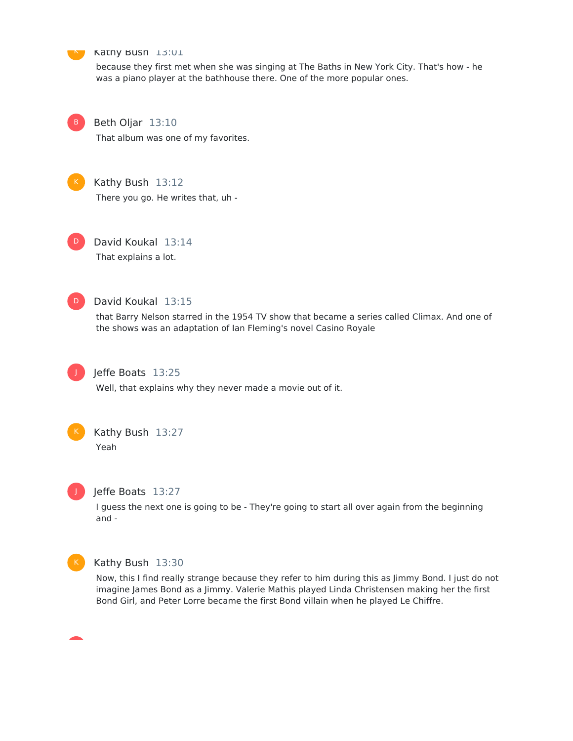**Kathy Bush** 13:01

because they first met when she was singing at The Baths in New York City. That's how - he was a piano player at the bathhouse there. One of the more popular ones.

**Beth Oljar** 13:10

That album was one of my favorites.

**Kathy Bush** 13:12

There you go. He writes that, uh -

**David Koukal** 13:14

That explains a lot.

**David Koukal** 13:15

that Barry Nelson starred in the 1954 TV show that became a series called Climax. And one of the shows was an adaptation of Ian Fleming's novel Casino Royale

**Jeffe Boats** 13:25

Well, that explains why they never made a movie out of it.

**Kathy Bush** 13:27

Yeah

**Jeffe Boats** 13:27

I guess the next one is going to be - They're going to start all over again from the beginning and -

**Kathy Bush** 13:30

Now, this I find really strange because they refer to him during this as Jimmy Bond. I just do not imagine James Bond as a Jimmy. Valerie Mathis played Linda Christensen making her the first Bond Girl, and Peter Lorre became the first Bond villain when he played Le Chiffre.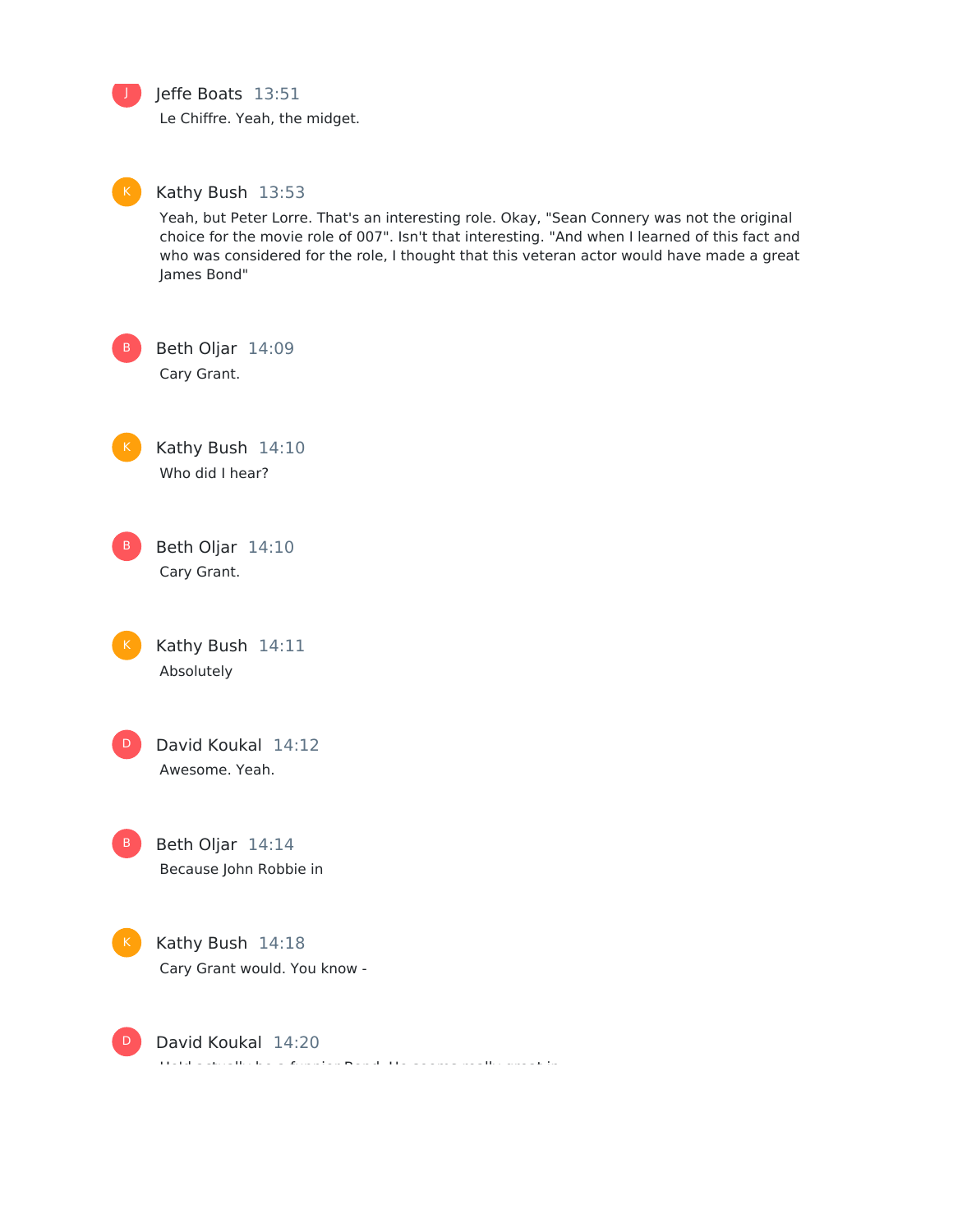**Jeffe Boats** 13:51

Le Chiffre. Yeah, the midget.

**Kathy Bush** 13:53

Yeah, but Peter Lorre. That's an interesting role. Okay, "Sean Connery was not the original choice for the movie role of 007". Isn't that interesting. "And when I learned of this fact and who was considered for the role, I thought that this veteran actor would have made a great James Bond"

**Beth Oljar** 14:09

Cary Grant.

**Kathy Bush** 14:10

Who did I hear?

**Beth Oljar** 14:10

Cary Grant.

**Kathy Bush** 14:11

Absolutely

**David Koukal** 14:12

Awesome. Yeah.

**Beth Oljar** 14:14

Because John Robbie in

**Kathy Bush** 14:18

Cary Grant would. You know -

**David Koukal** 14:20

He'd actually be a funnier Bond. He seems really great in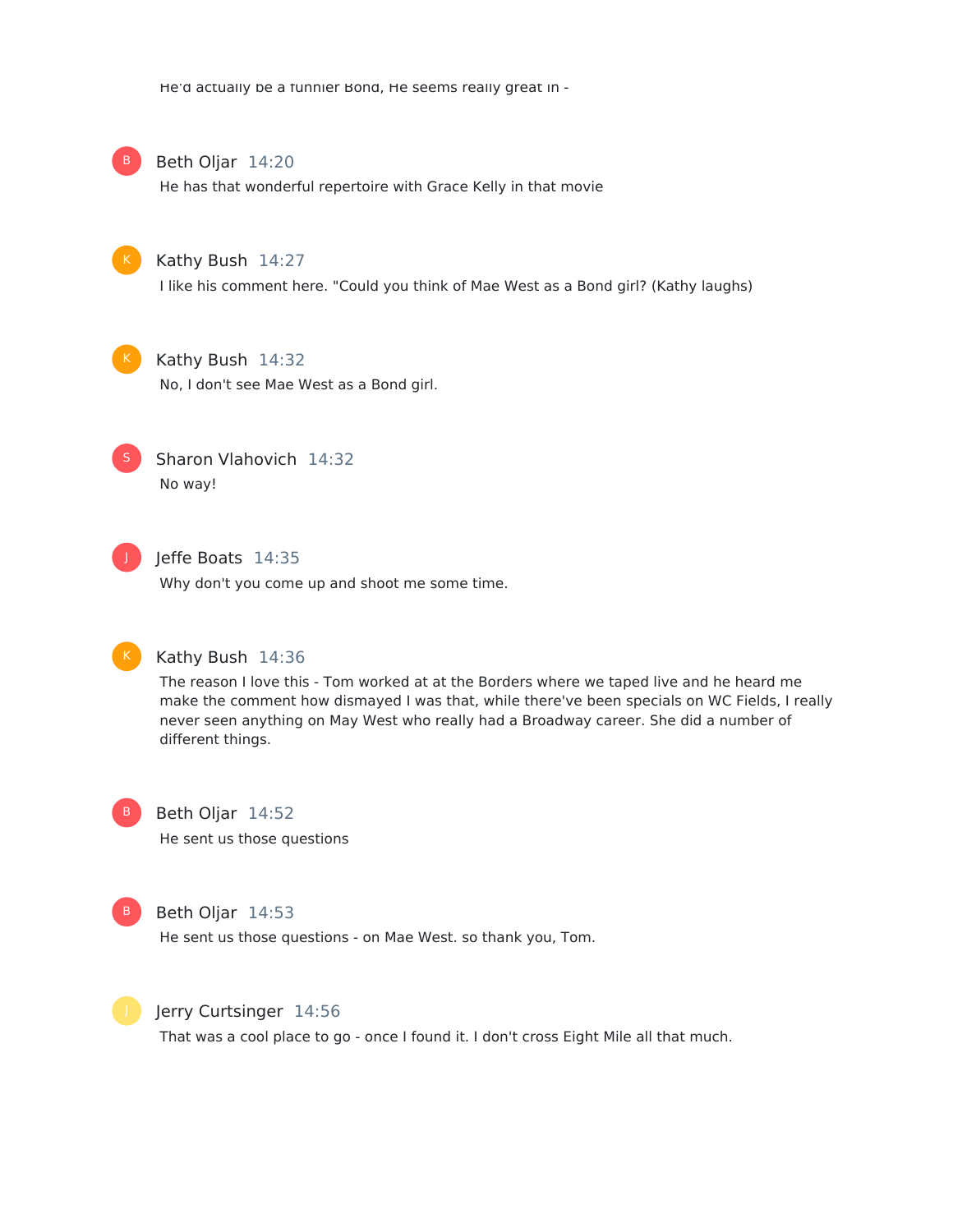He'd actually be a funnier Bond, He seems really great in -

**Beth Oljar** 14:20

He has that wonderful repertoire with Grace Kelly in that movie

**Kathy Bush** 14:27

I like his comment here. "Could you think of Mae West as a Bond girl? (Kathy laughs)

**Kathy Bush** 14:32

No, I don't see Mae West as a Bond girl.

**Sharon Vlahovich** 14:32

No way!

**Jeffe Boats** 14:35

Why don't you come up and shoot me some time.

**Kathy Bush** 14:36

The reason I love this - Tom worked at at the Borders where we taped live and he heard me make the comment how dismayed I was that, while there've been specials on WC Fields, I really never seen anything on May West who really had a Broadway career. She did a number of different things.

**Beth Oljar** 14:52

He sent us those questions

**Beth Oljar** 14:53

He sent us those questions - on Mae West. so thank you, Tom.

**Jerry Curtsinger** 14:56

That was a cool place to go - once I found it. I don't cross Eight Mile all that much.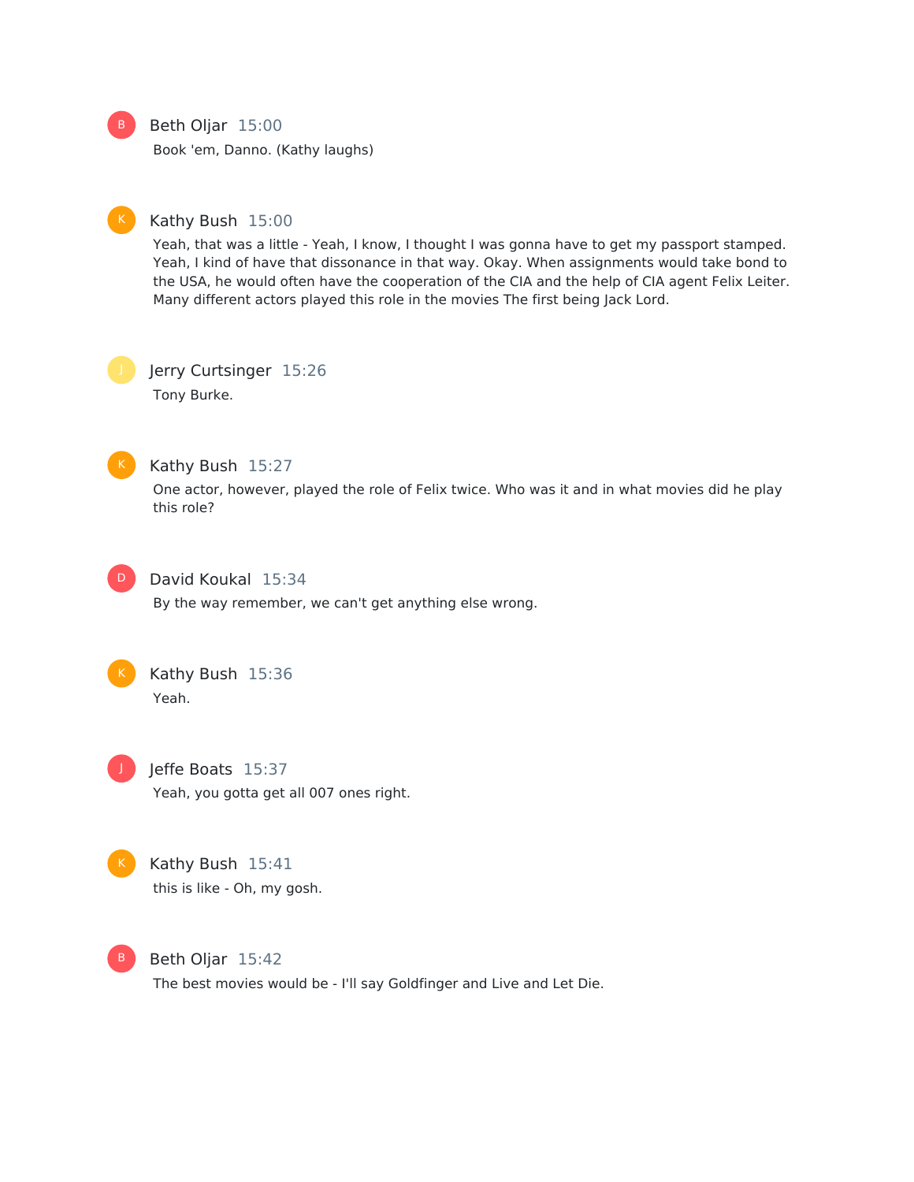**Beth Oljar** 15:00

Book 'em, Danno. (Kathy laughs)

**Kathy Bush** 15:00

Yeah, that was a little - Yeah, I know, I thought I was gonna have to get my passport stamped. Yeah, I kind of have that dissonance in that way. Okay. When assignments would take bond to the USA, he would often have the cooperation of the CIA and the help of CIA agent Felix Leiter. Many different actors played this role in the movies The first being Jack Lord.

**Jerry Curtsinger** 15:26

Tony Burke.

**Kathy Bush** 15:27

One actor, however, played the role of Felix twice. Who was it and in what movies did he play this role?

**David Koukal** 15:34

By the way remember, we can't get anything else wrong.

**Kathy Bush** 15:36

Yeah.

**Jeffe Boats** 15:37

Yeah, you gotta get all 007 ones right.

**Kathy Bush** 15:41

this is like - Oh, my gosh.

**Beth Oljar** 15:42

The best movies would be - I'll say Goldfinger and Live and Let Die.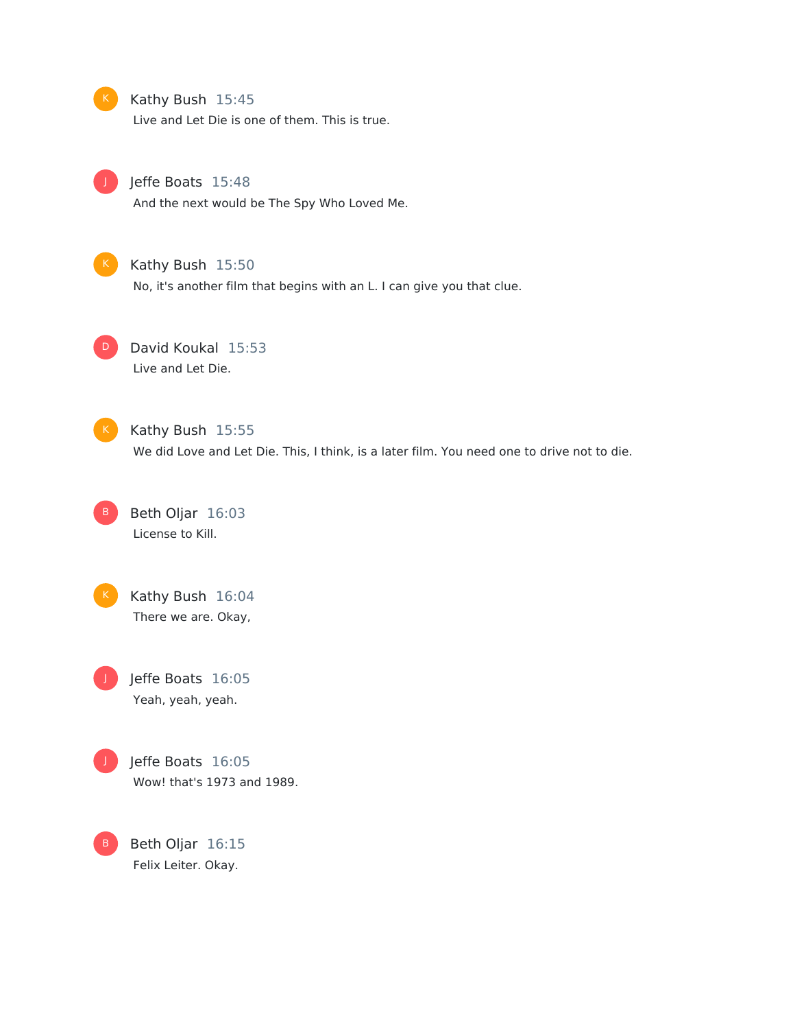K Kathy Bush 15:45
Live and Let Die is one of them. This is true.

J Jeffe Boats 15:48
And the next would be The Spy Who Loved Me.

K Kathy Bush 15:50
No, it's another film that begins with an L. I can give you that clue.

D David Koukal 15:53
Live and Let Die.

K Kathy Bush 15:55
We did Love and Let Die. This, I think, is a later film. You need one to drive not to die.

B Beth Oljar 16:03
License to Kill.

K Kathy Bush 16:04
There we are. Okay,

J Jeffe Boats 16:05
Yeah, yeah, yeah.

J Jeffe Boats 16:05
Wow! that's 1973 and 1989.

B Beth Oljar 16:15
Felix Leiter. Okay.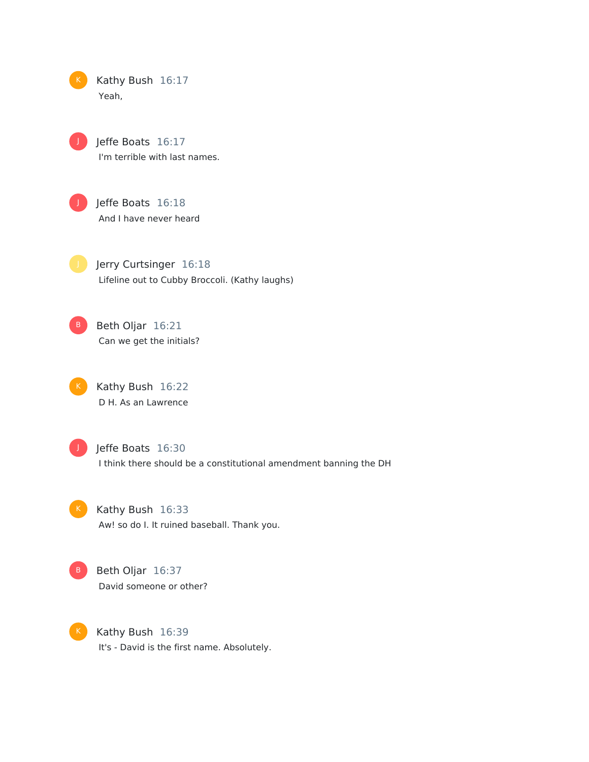Kathy Bush 16:17

Yeah,

Jeffe Boats 16:17

I'm terrible with last names.

Jeffe Boats 16:18

And I have never heard

Jerry Curtsinger 16:18

Lifeline out to Cubby Broccoli. (Kathy laughs)

Beth Oljar 16:21

Can we get the initials?

Kathy Bush 16:22

D H. As an Lawrence

Jeffe Boats 16:30

I think there should be a constitutional amendment banning the DH

Kathy Bush 16:33

Aw! so do I. It ruined baseball. Thank you.

Beth Oljar 16:37

David someone or other?

Kathy Bush 16:39

It's - David is the first name. Absolutely.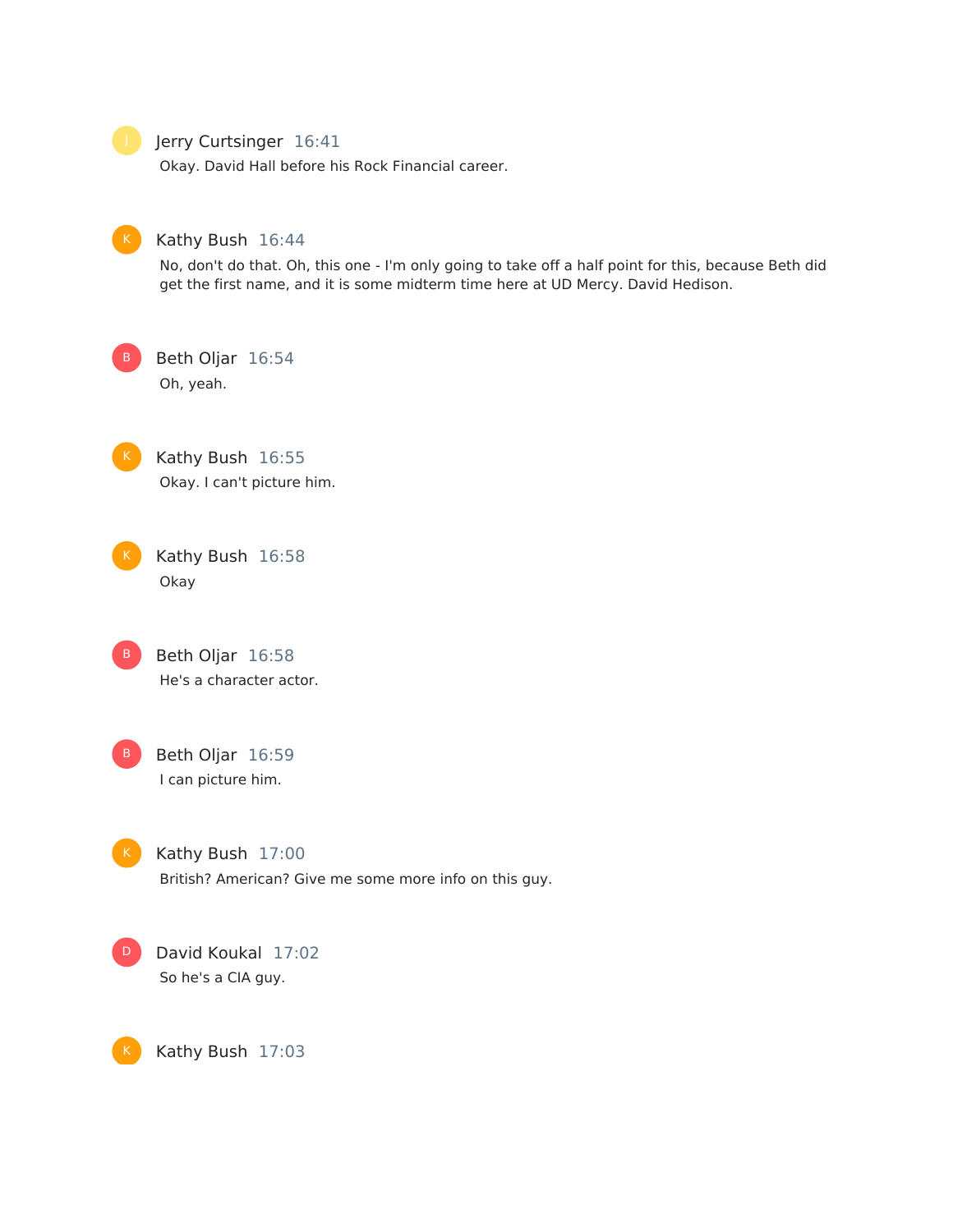Jerry Curtsinger 16:41

Okay. David Hall before his Rock Financial career.

Kathy Bush 16:44

No, don't do that. Oh, this one - I'm only going to take off a half point for this, because Beth did get the first name, and it is some midterm time here at UD Mercy. David Hedison.

Beth Oljar 16:54

Oh, yeah.

Kathy Bush 16:55

Okay. I can't picture him.

Kathy Bush 16:58

Okay

Beth Oljar 16:58

He's a character actor.

Beth Oljar 16:59

I can picture him.

Kathy Bush 17:00

British? American? Give me some more info on this guy.

David Koukal 17:02

So he's a CIA guy.

Kathy Bush 17:03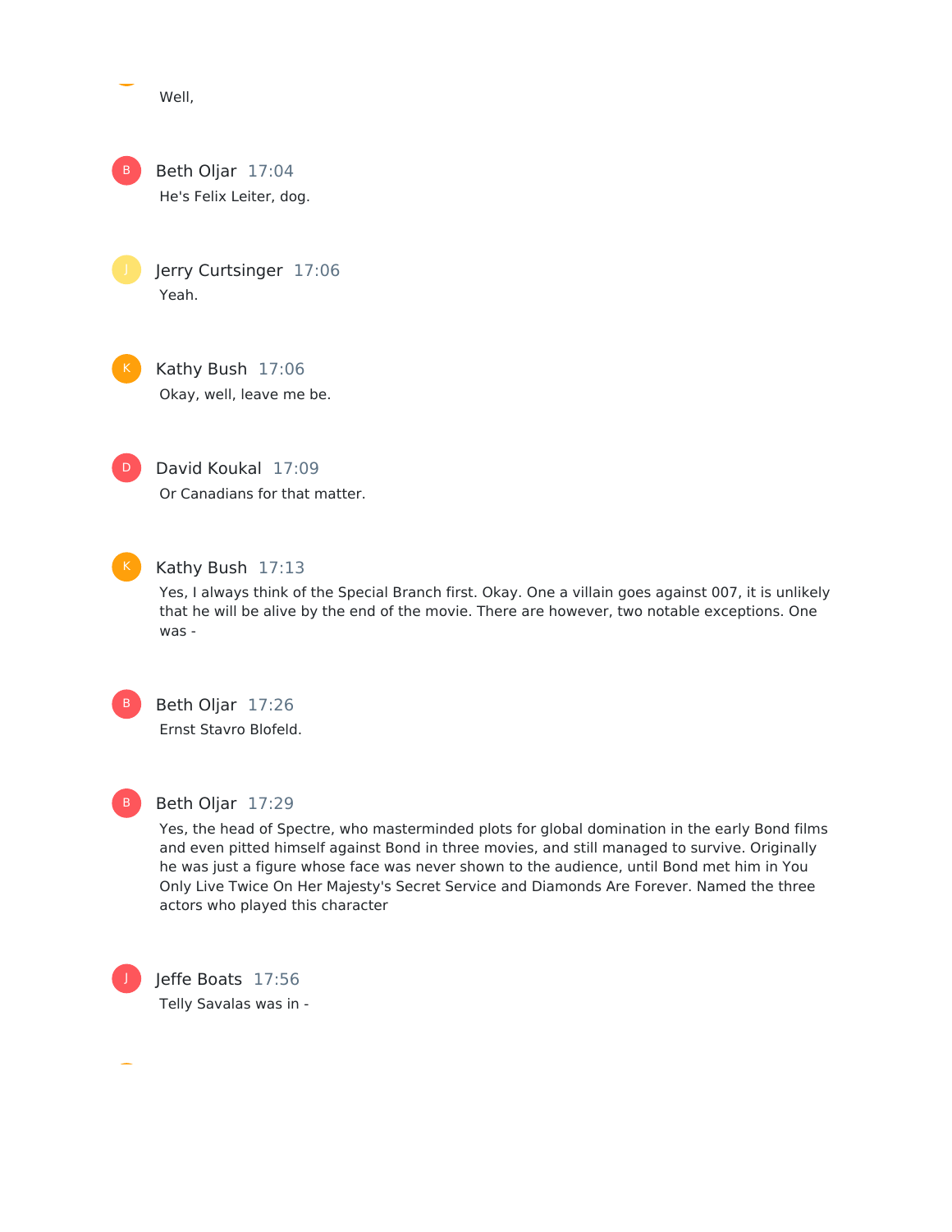Well,

Beth Oljar 17:04

He's Felix Leiter, dog.

Jerry Curtsinger 17:06

Yeah.

Kathy Bush 17:06

Okay, well, leave me be.

David Koukal 17:09

Or Canadians for that matter.

Kathy Bush 17:13

Yes, I always think of the Special Branch first. Okay. One a villain goes against 007, it is unlikely that he will be alive by the end of the movie. There are however, two notable exceptions. One was -

Beth Oljar 17:26

Ernst Stavro Blofeld.

Beth Oljar 17:29

Yes, the head of Spectre, who masterminded plots for global domination in the early Bond films and even pitted himself against Bond in three movies, and still managed to survive. Originally he was just a figure whose face was never shown to the audience, until Bond met him in You Only Live Twice On Her Majesty's Secret Service and Diamonds Are Forever. Named the three actors who played this character

Jeffe Boats 17:56

Telly Savalas was in -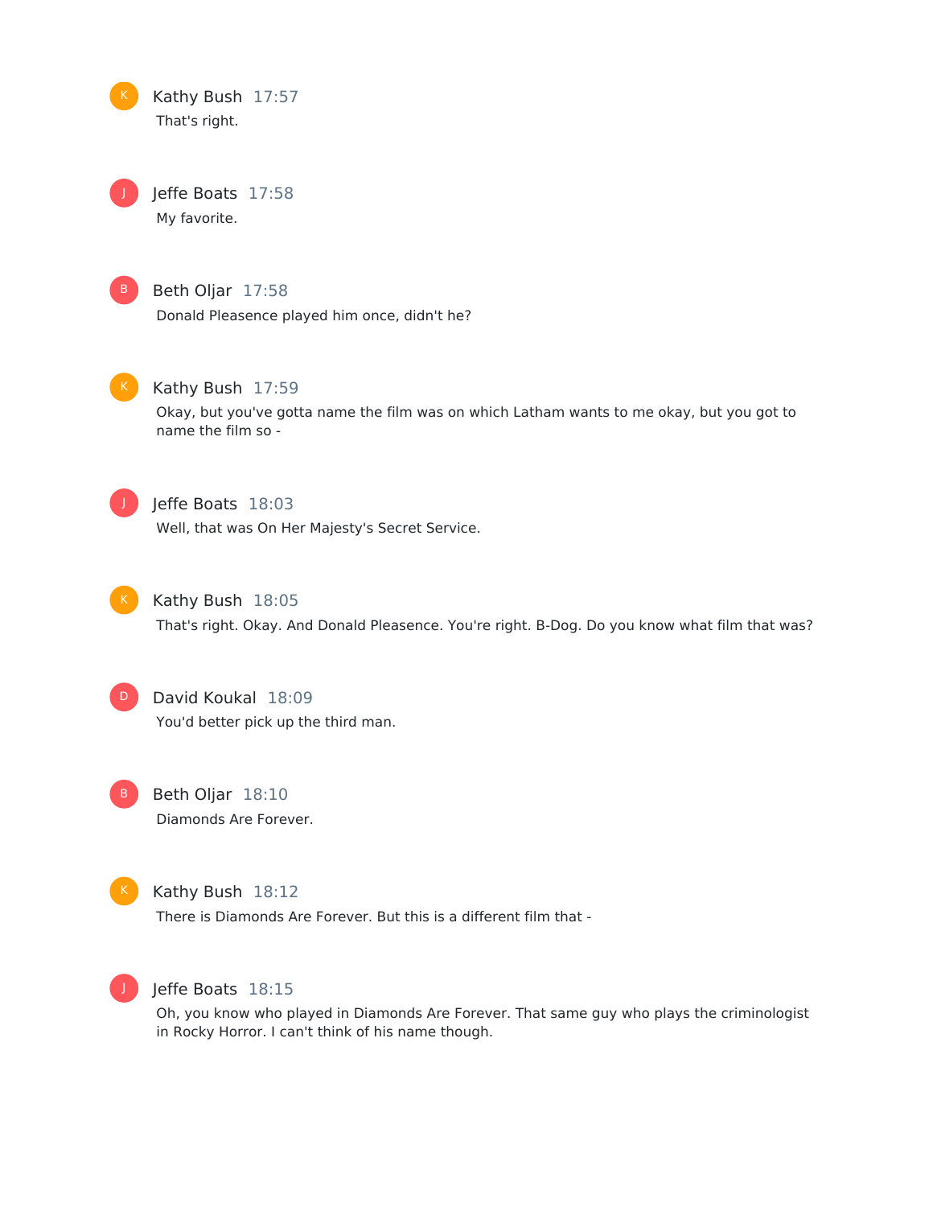**Kathy Bush** 17:57

That's right.

**Jeffe Boats** 17:58

My favorite.

**Beth Oljar** 17:58

Donald Pleasence played him once, didn't he?

**Kathy Bush** 17:59

Okay, but you've gotta name the film was on which Latham wants to me okay, but you got to name the film so -

**Jeffe Boats** 18:03

Well, that was On Her Majesty's Secret Service.

**Kathy Bush** 18:05

That's right. Okay. And Donald Pleasence. You're right. B-Dog. Do you know what film that was?

**David Koukal** 18:09

You'd better pick up the third man.

**Beth Oljar** 18:10

Diamonds Are Forever.

**Kathy Bush** 18:12

There is Diamonds Are Forever. But this is a different film that -

**Jeffe Boats** 18:15

Oh, you know who played in Diamonds Are Forever. That same guy who plays the criminologist in Rocky Horror. I can't think of his name though.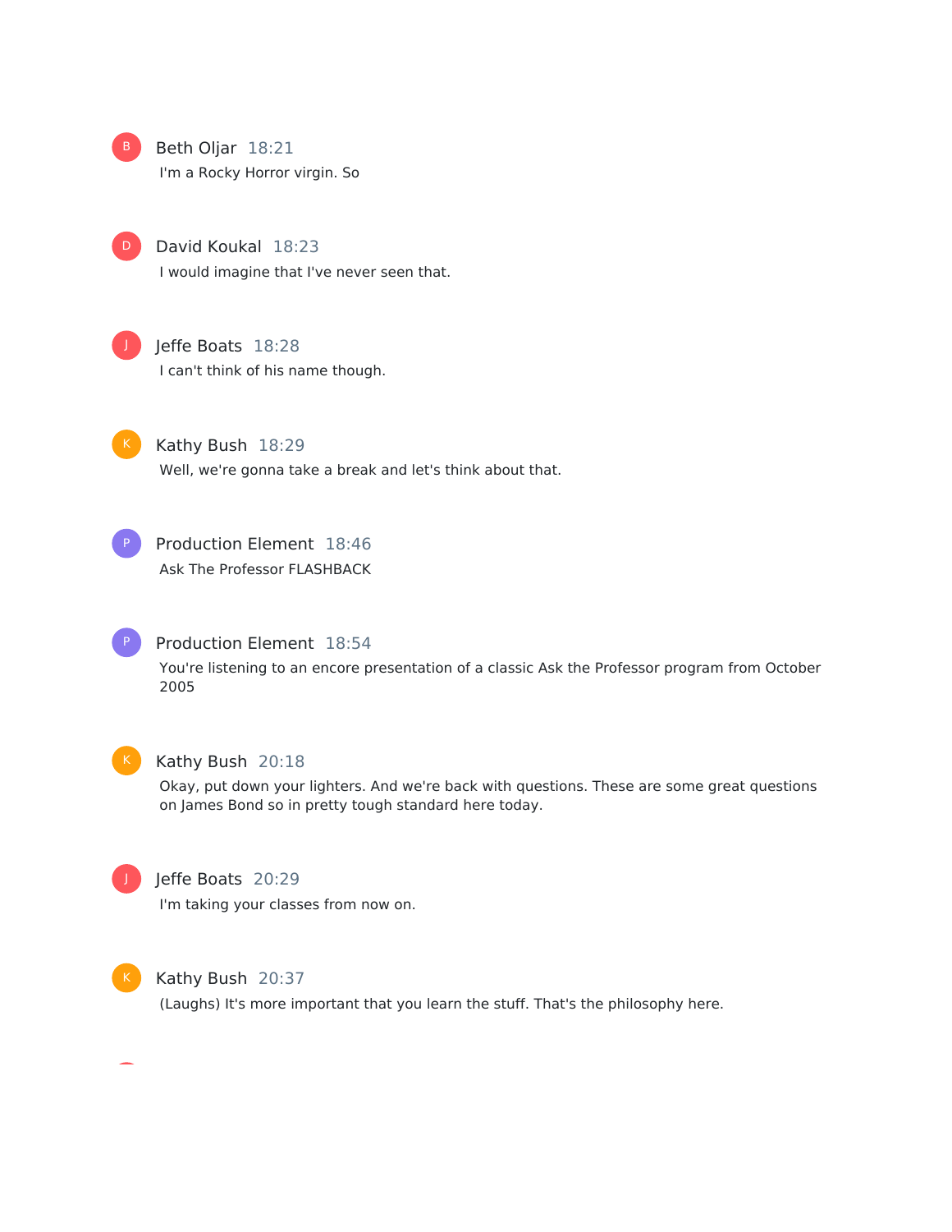**Beth Oljar** 18:21

I'm a Rocky Horror virgin. So

**David Koukal** 18:23

I would imagine that I've never seen that.

**Jeffe Boats** 18:28

I can't think of his name though.

**Kathy Bush** 18:29

Well, we're gonna take a break and let's think about that.

**Production Element** 18:46

Ask The Professor FLASHBACK

**Production Element** 18:54

You're listening to an encore presentation of a classic Ask the Professor program from October 2005

**Kathy Bush** 20:18

Okay, put down your lighters. And we're back with questions. These are some great questions on James Bond so in pretty tough standard here today.

**Jeffe Boats** 20:29

I'm taking your classes from now on.

**Kathy Bush** 20:37

(Laughs) It's more important that you learn the stuff. That's the philosophy here.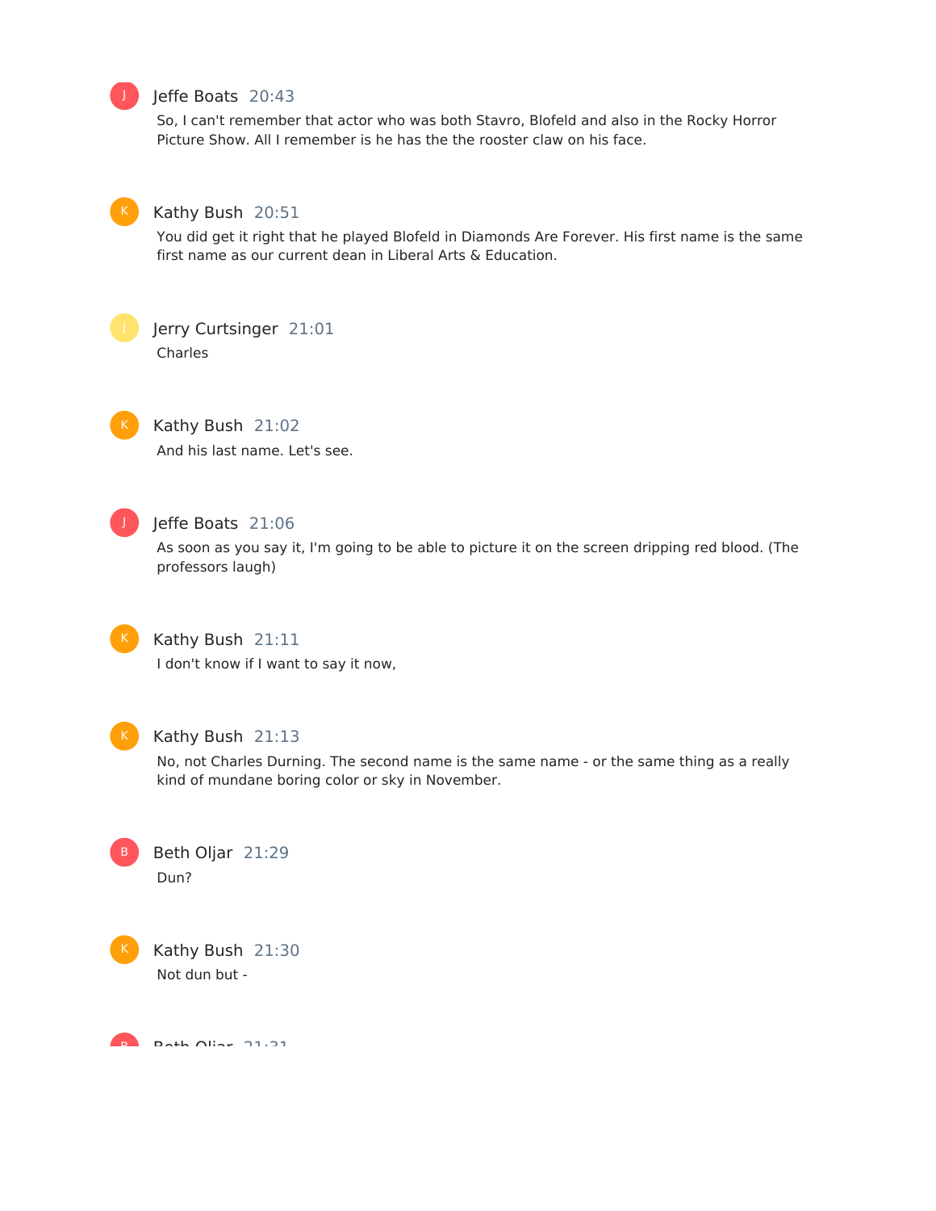Jeffe Boats 20:43

So, I can't remember that actor who was both Stavro, Blofeld and also in the Rocky Horror Picture Show. All I remember is he has the the rooster claw on his face.

Kathy Bush 20:51

You did get it right that he played Blofeld in Diamonds Are Forever. His first name is the same first name as our current dean in Liberal Arts & Education.

Jerry Curtsinger 21:01

Charles

Kathy Bush 21:02

And his last name. Let's see.

Jeffe Boats 21:06

As soon as you say it, I'm going to be able to picture it on the screen dripping red blood. (The professors laugh)

Kathy Bush 21:11

I don't know if I want to say it now,

Kathy Bush 21:13

No, not Charles Durning. The second name is the same name - or the same thing as a really kind of mundane boring color or sky in November.

Beth Oljar 21:29

Dun?

Kathy Bush 21:30

Not dun but -

Beth Oljar 21:31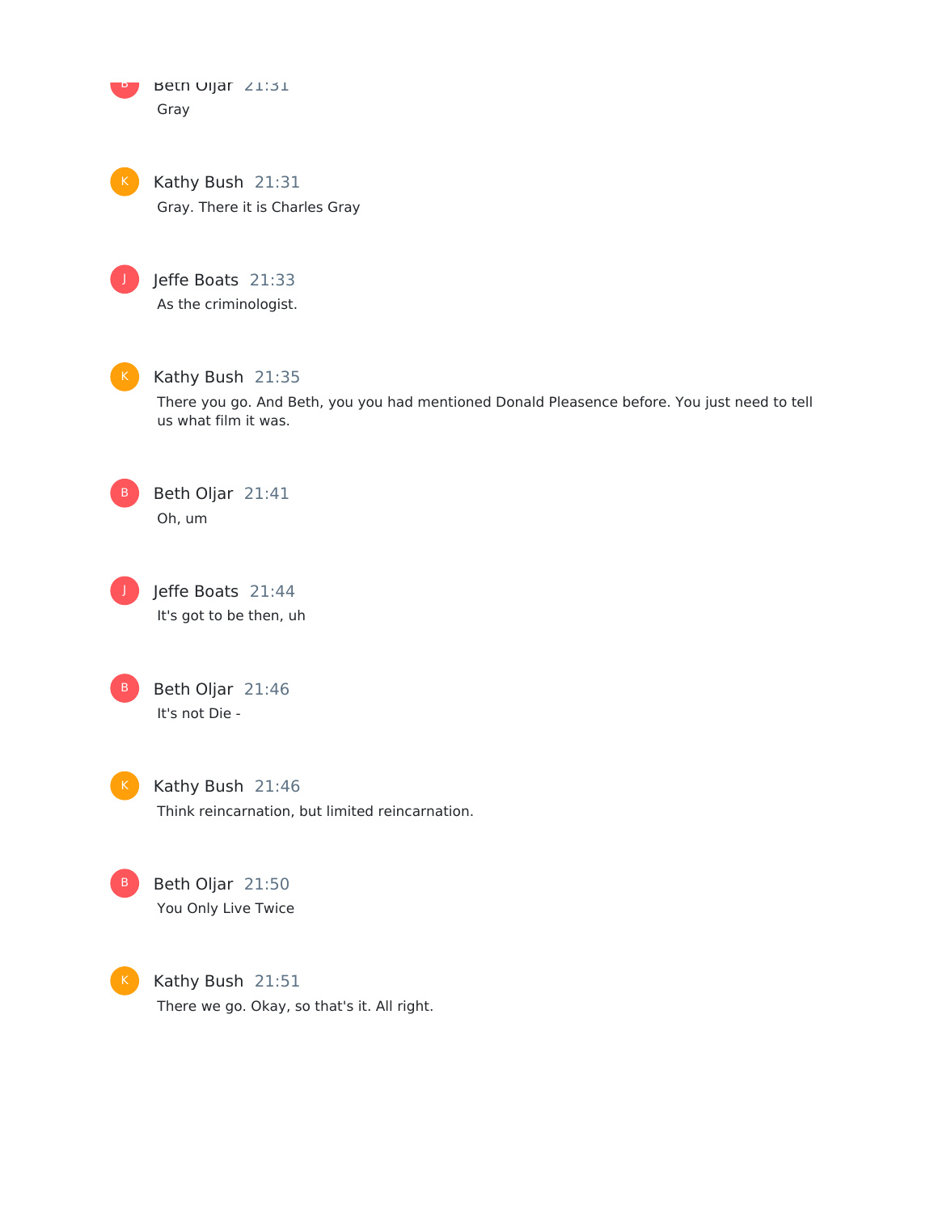Beth Oljar 21:31
Gray

Kathy Bush 21:31
Gray. There it is Charles Gray

Jeffe Boats 21:33
As the criminologist.

Kathy Bush 21:35
There you go. And Beth, you you had mentioned Donald Pleasence before. You just need to tell us what film it was.

Beth Oljar 21:41
Oh, um

Jeffe Boats 21:44
It's got to be then, uh

Beth Oljar 21:46
It's not Die -

Kathy Bush 21:46
Think reincarnation, but limited reincarnation.

Beth Oljar 21:50
You Only Live Twice

Kathy Bush 21:51
There we go. Okay, so that's it. All right.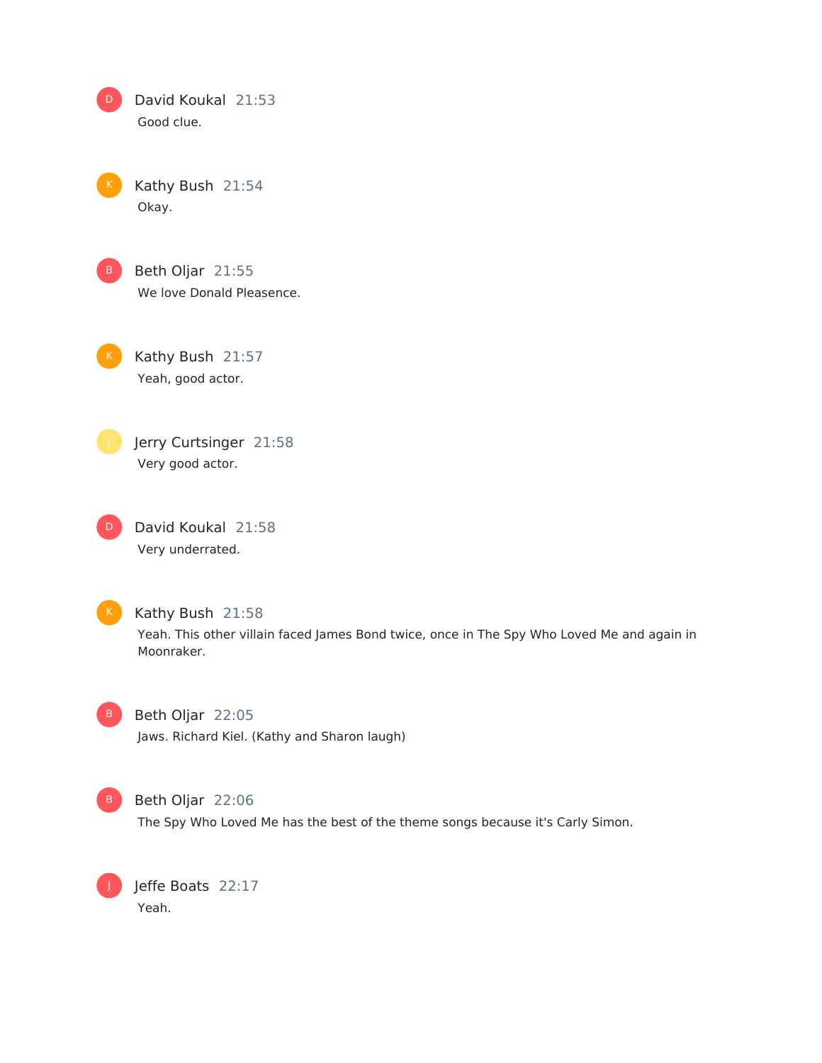**David Koukal** 21:53

Good clue.

**Kathy Bush** 21:54

Okay.

**Beth Oljar** 21:55

We love Donald Pleasence.

**Kathy Bush** 21:57

Yeah, good actor.

**Jerry Curtsinger** 21:58

Very good actor.

**David Koukal** 21:58

Very underrated.

**Kathy Bush** 21:58

Yeah. This other villain faced James Bond twice, once in The Spy Who Loved Me and again in Moonraker.

**Beth Oljar** 22:05

Jaws. Richard Kiel. (Kathy and Sharon laugh)

**Beth Oljar** 22:06

The Spy Who Loved Me has the best of the theme songs because it's Carly Simon.

**Jeffe Boats** 22:17

Yeah.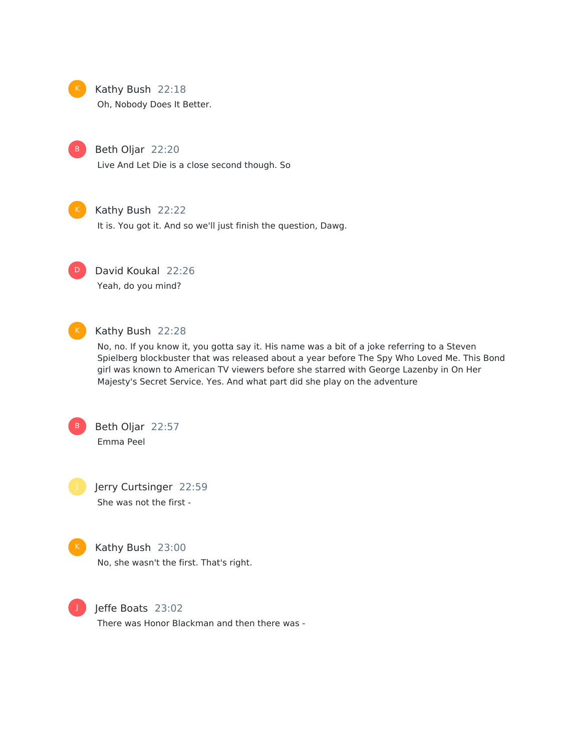**Kathy Bush** 22:18

Oh, Nobody Does It Better.

**Beth Oljar** 22:20

Live And Let Die is a close second though. So

**Kathy Bush** 22:22

It is. You got it. And so we'll just finish the question, Dawg.

**David Koukal** 22:26

Yeah, do you mind?

**Kathy Bush** 22:28

No, no. If you know it, you gotta say it. His name was a bit of a joke referring to a Steven Spielberg blockbuster that was released about a year before The Spy Who Loved Me. This Bond girl was known to American TV viewers before she starred with George Lazenby in On Her Majesty's Secret Service. Yes. And what part did she play on the adventure

**Beth Oljar** 22:57

Emma Peel

**Jerry Curtsinger** 22:59

She was not the first -

**Kathy Bush** 23:00

No, she wasn't the first. That's right.

**Jeffe Boats** 23:02

There was Honor Blackman and then there was -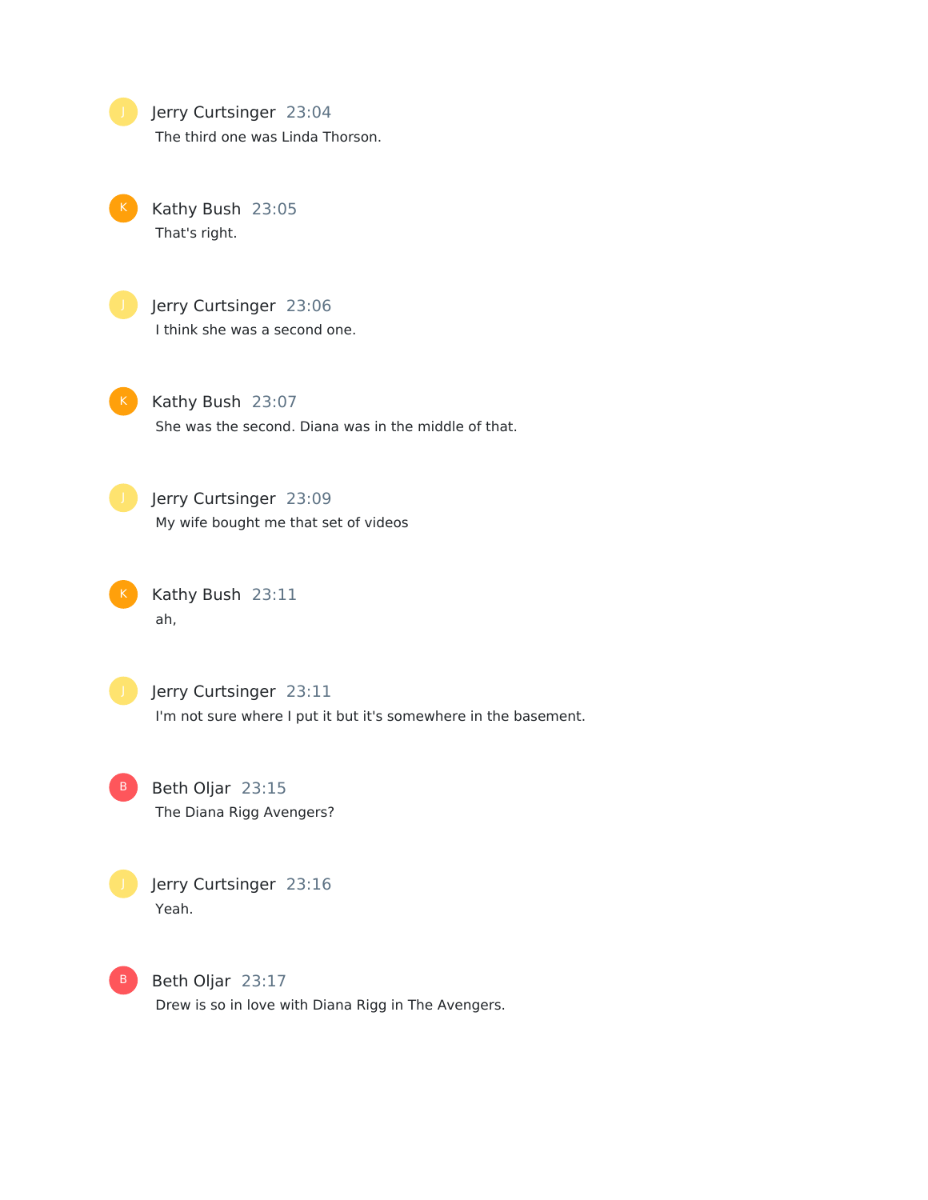Jerry Curtsinger 23:04
The third one was Linda Thorson.

Kathy Bush 23:05
That's right.

Jerry Curtsinger 23:06
I think she was a second one.

Kathy Bush 23:07
She was the second. Diana was in the middle of that.

Jerry Curtsinger 23:09
My wife bought me that set of videos

Kathy Bush 23:11
ah,

Jerry Curtsinger 23:11
I'm not sure where I put it but it's somewhere in the basement.

Beth Oljar 23:15
The Diana Rigg Avengers?

Jerry Curtsinger 23:16
Yeah.

Beth Oljar 23:17
Drew is so in love with Diana Rigg in The Avengers.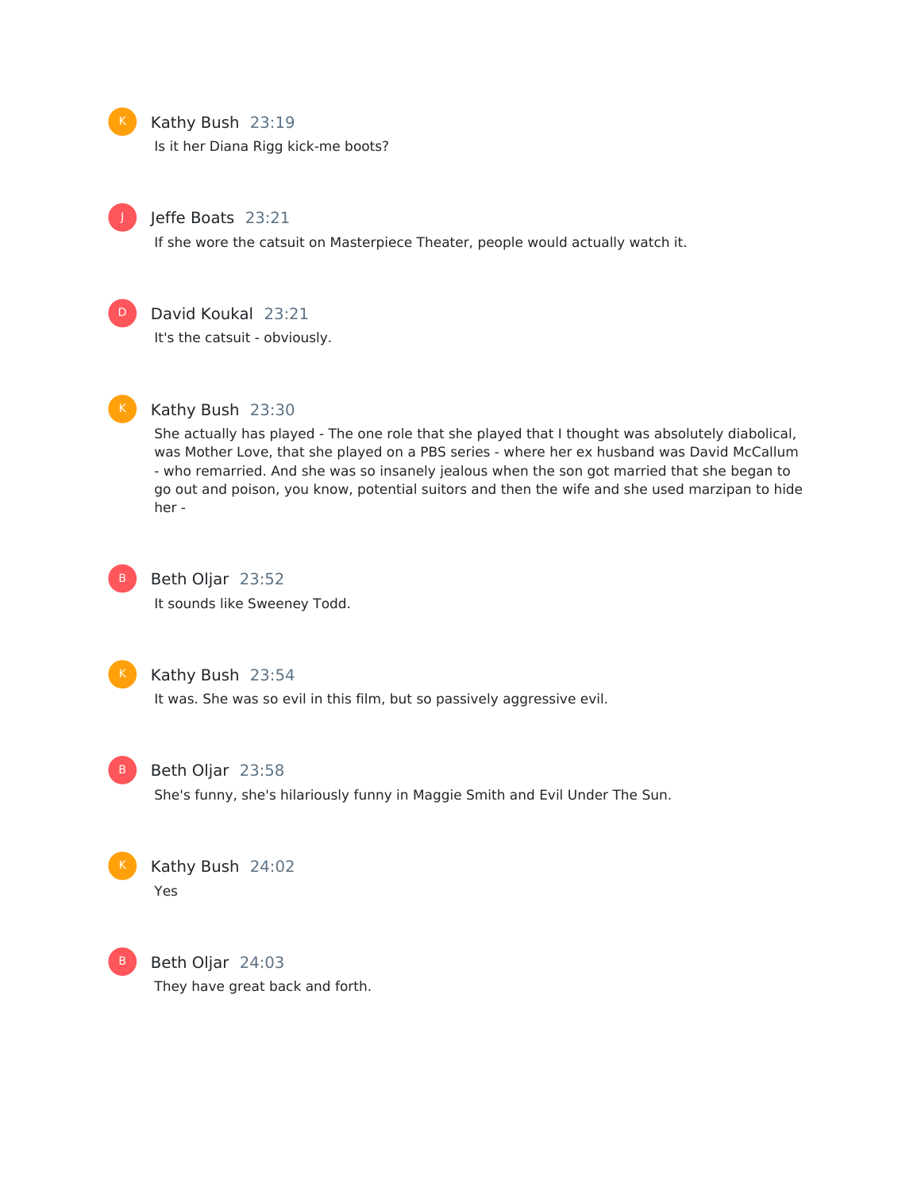K Kathy Bush 23:19

Is it her Diana Rigg kick-me boots?

J Jeffe Boats 23:21

If she wore the catsuit on Masterpiece Theater, people would actually watch it.

D David Koukal 23:21

It's the catsuit - obviously.

K Kathy Bush 23:30

She actually has played - The one role that she played that I thought was absolutely diabolical, was Mother Love, that she played on a PBS series - where her ex husband was David McCallum - who remarried. And she was so insanely jealous when the son got married that she began to go out and poison, you know, potential suitors and then the wife and she used marzipan to hide her -

B Beth Oljar 23:52

It sounds like Sweeney Todd.

K Kathy Bush 23:54

It was. She was so evil in this film, but so passively aggressive evil.

B Beth Oljar 23:58

She's funny, she's hilariously funny in Maggie Smith and Evil Under The Sun.

K Kathy Bush 24:02

Yes

B Beth Oljar 24:03

They have great back and forth.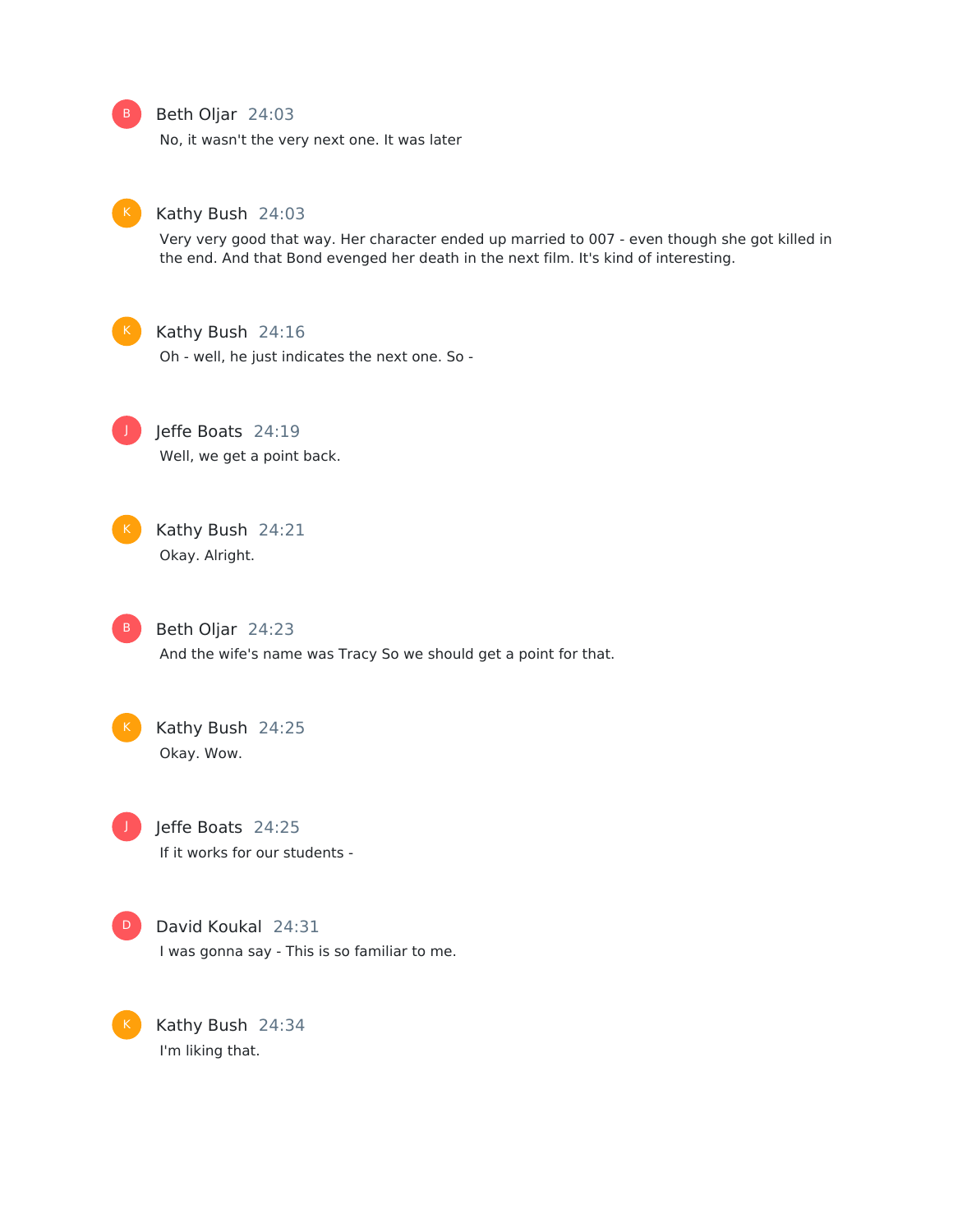**Beth Oljar** 24:03

No, it wasn't the very next one. It was later

**Kathy Bush** 24:03

Very very good that way. Her character ended up married to 007 - even though she got killed in the end. And that Bond evenged her death in the next film. It's kind of interesting.

**Kathy Bush** 24:16

Oh - well, he just indicates the next one. So -

**Jeffe Boats** 24:19

Well, we get a point back.

**Kathy Bush** 24:21

Okay. Alright.

**Beth Oljar** 24:23

And the wife's name was Tracy So we should get a point for that.

**Kathy Bush** 24:25

Okay. Wow.

**Jeffe Boats** 24:25

If it works for our students -

**David Koukal** 24:31

I was gonna say - This is so familiar to me.

**Kathy Bush** 24:34

I'm liking that.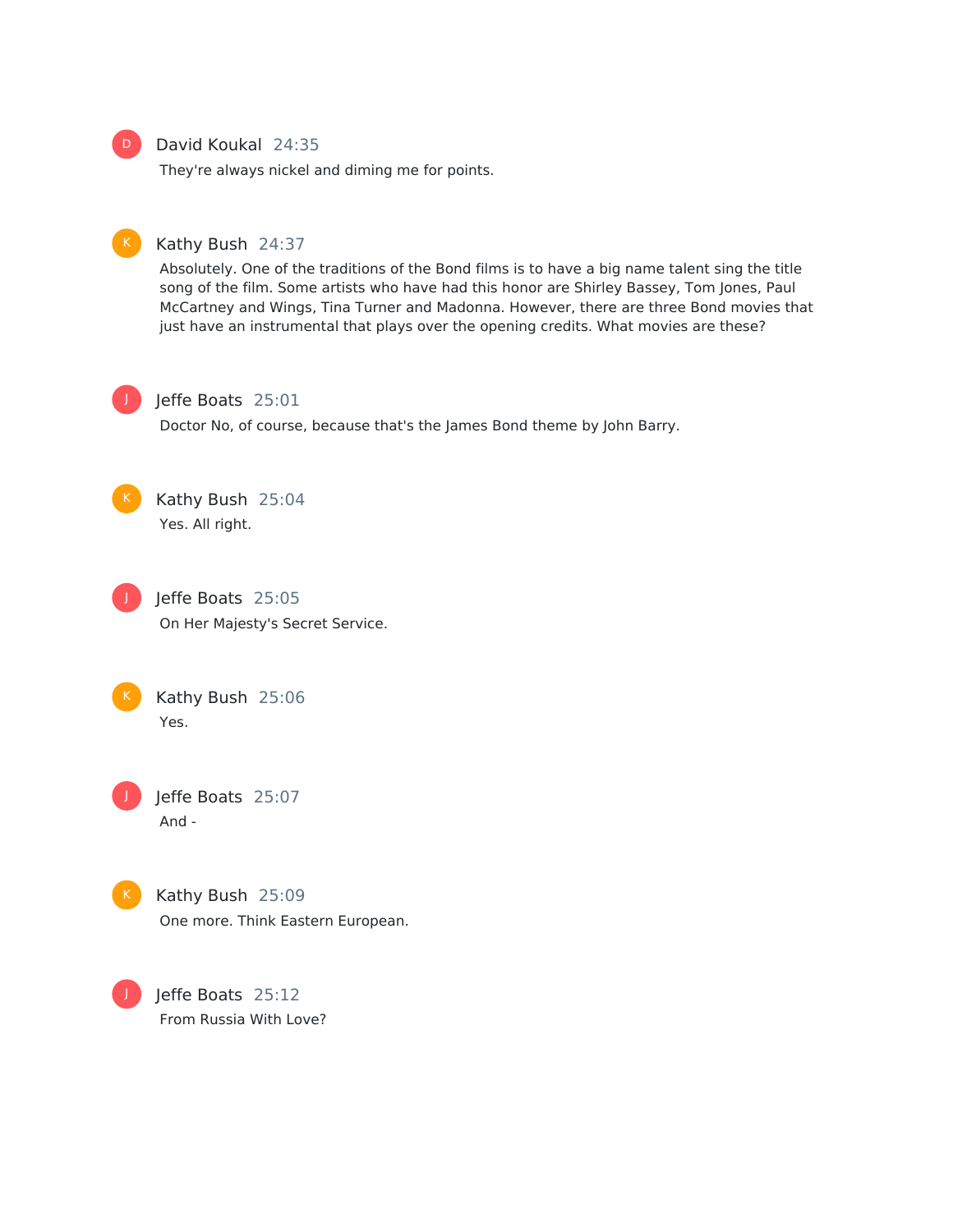**David Koukal** 24:35

They're always nickel and diming me for points.

**Kathy Bush** 24:37

Absolutely. One of the traditions of the Bond films is to have a big name talent sing the title song of the film. Some artists who have had this honor are Shirley Bassey, Tom Jones, Paul McCartney and Wings, Tina Turner and Madonna. However, there are three Bond movies that just have an instrumental that plays over the opening credits. What movies are these?

**Jeffe Boats** 25:01

Doctor No, of course, because that's the James Bond theme by John Barry.

**Kathy Bush** 25:04

Yes. All right.

**Jeffe Boats** 25:05

On Her Majesty's Secret Service.

**Kathy Bush** 25:06

Yes.

**Jeffe Boats** 25:07

And -

**Kathy Bush** 25:09

One more. Think Eastern European.

**Jeffe Boats** 25:12

From Russia With Love?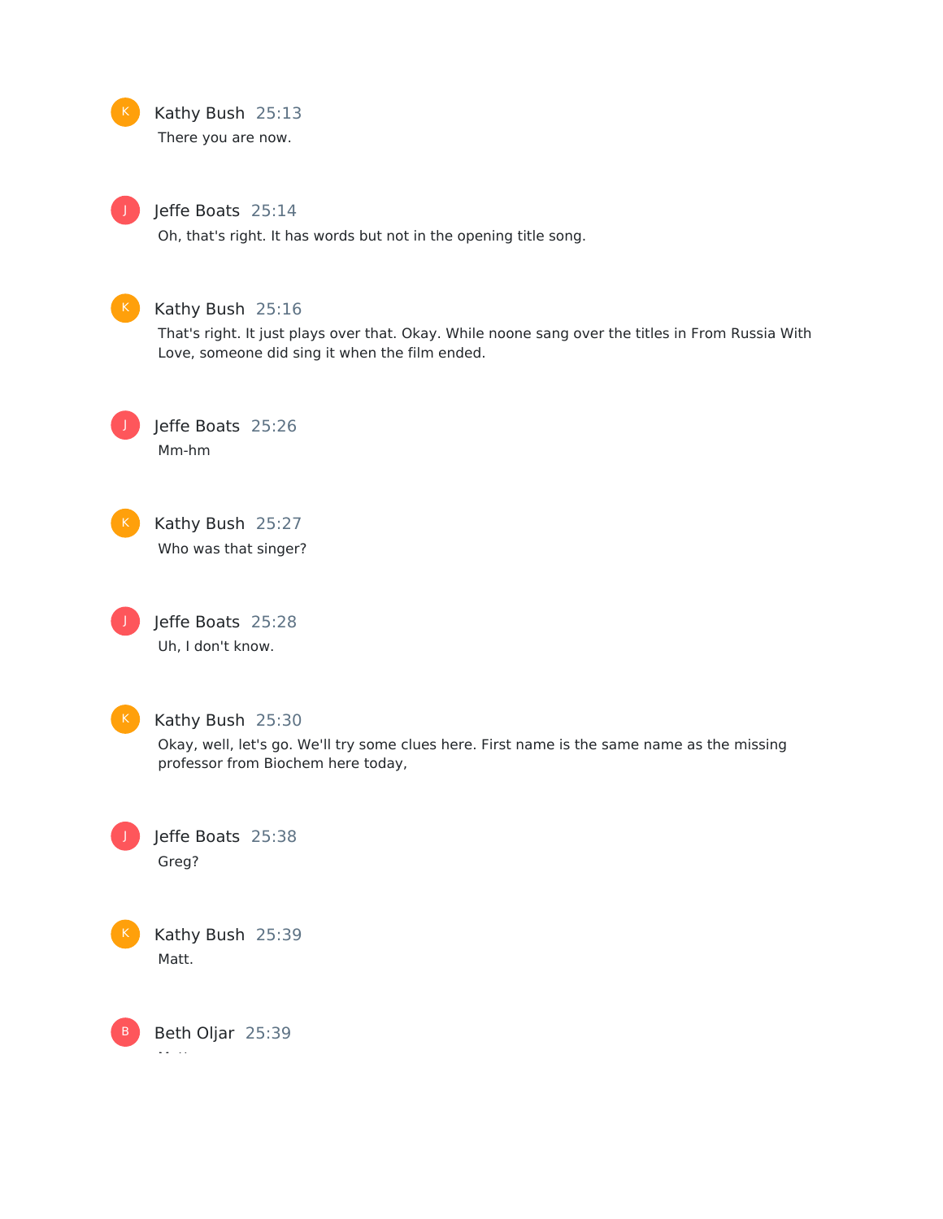**Kathy Bush** 25:13

There you are now.

**Jeffe Boats** 25:14

Oh, that's right. It has words but not in the opening title song.

**Kathy Bush** 25:16

That's right. It just plays over that. Okay. While noone sang over the titles in From Russia With Love, someone did sing it when the film ended.

**Jeffe Boats** 25:26

Mm-hm

**Kathy Bush** 25:27

Who was that singer?

**Jeffe Boats** 25:28

Uh, I don't know.

**Kathy Bush** 25:30

Okay, well, let's go. We'll try some clues here. First name is the same name as the missing professor from Biochem here today,

**Jeffe Boats** 25:38

Greg?

**Kathy Bush** 25:39

Matt.

**Beth Oljar** 25:39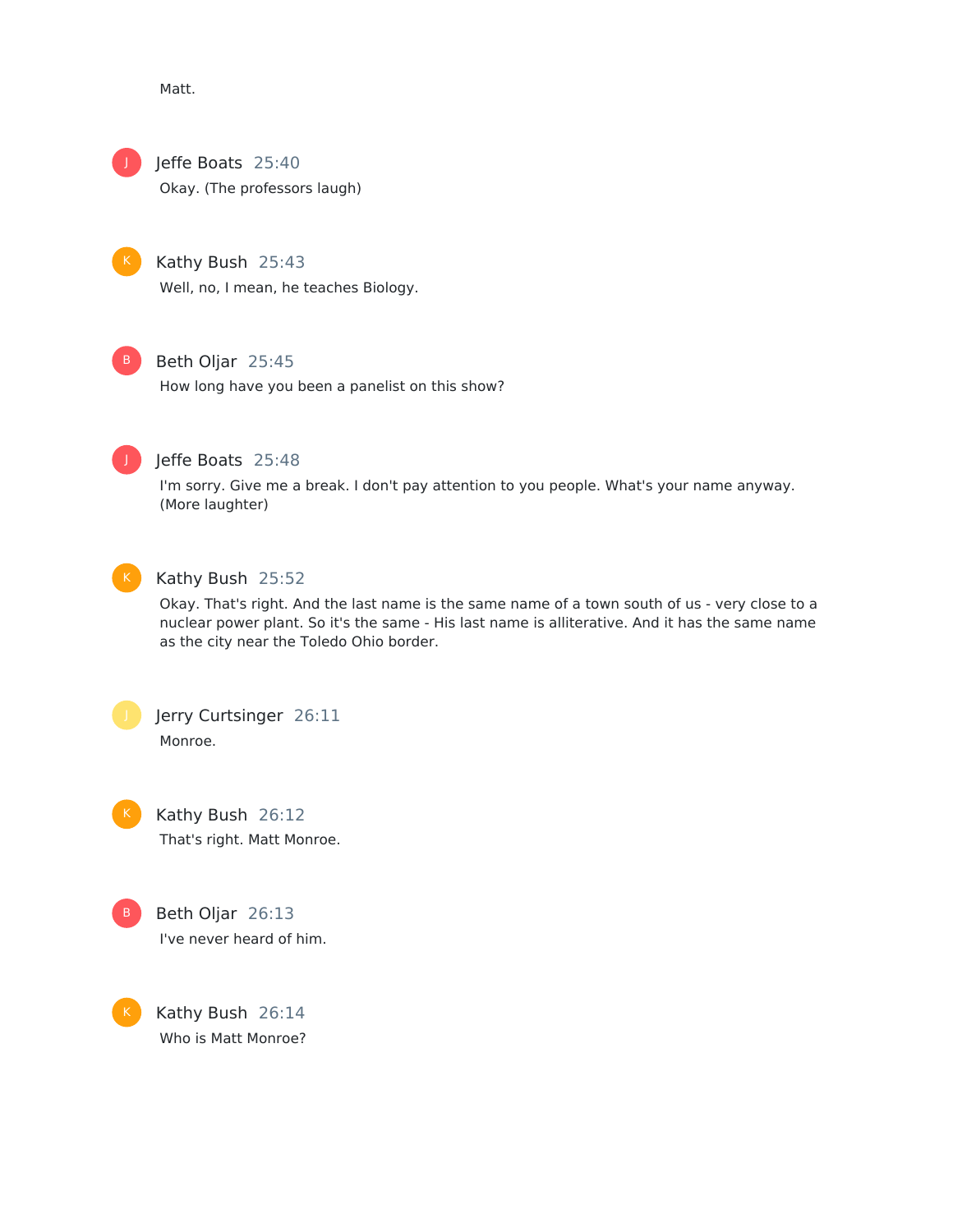Matt.

**Jeffe Boats** 25:40

Okay. (The professors laugh)

**Kathy Bush** 25:43

Well, no, I mean, he teaches Biology.

**Beth Oljar** 25:45

How long have you been a panelist on this show?

**Jeffe Boats** 25:48

I'm sorry. Give me a break. I don't pay attention to you people. What's your name anyway. (More laughter)

**Kathy Bush** 25:52

Okay. That's right. And the last name is the same name of a town south of us - very close to a nuclear power plant. So it's the same - His last name is alliterative. And it has the same name as the city near the Toledo Ohio border.

**Jerry Curtsinger** 26:11

Monroe.

**Kathy Bush** 26:12

That's right. Matt Monroe.

**Beth Oljar** 26:13

I've never heard of him.

**Kathy Bush** 26:14

Who is Matt Monroe?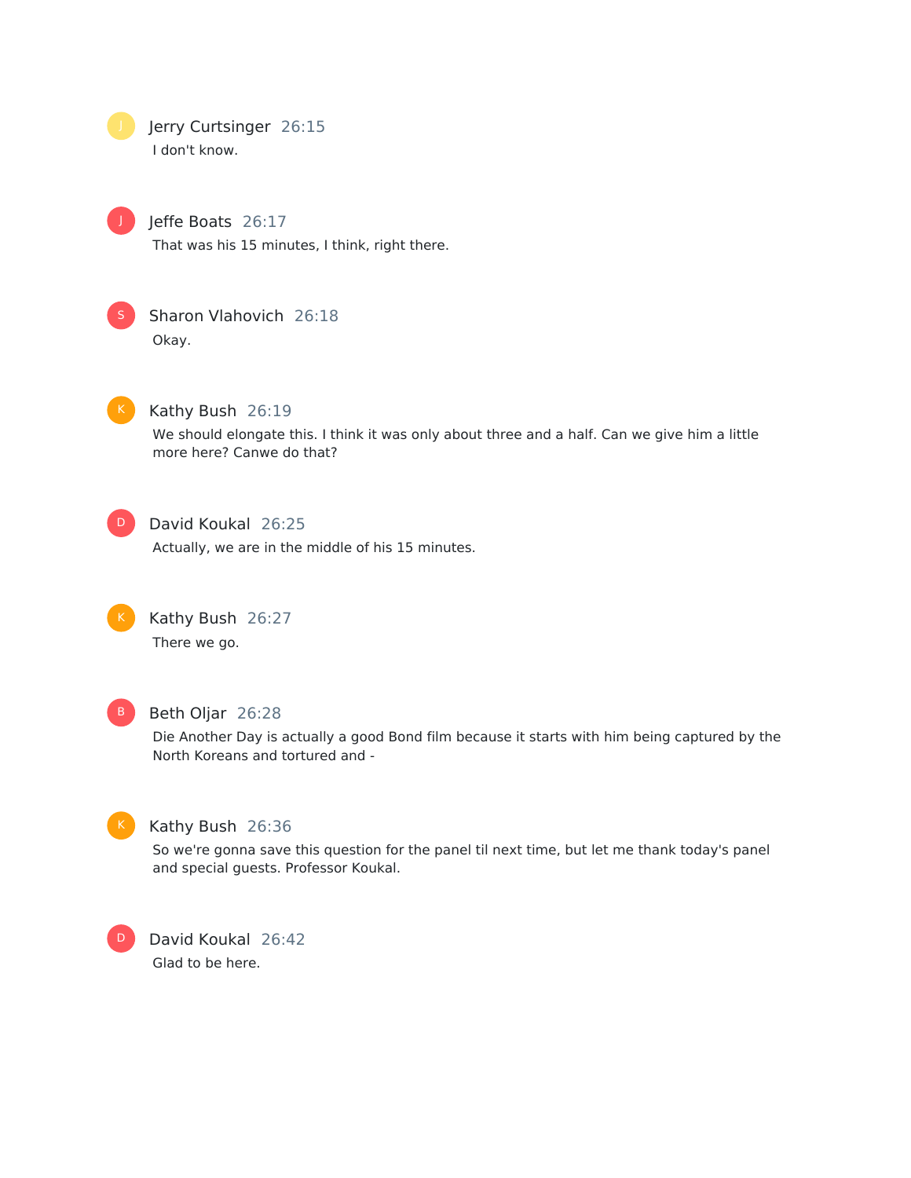Jerry Curtsinger 26:15
I don't know.

Jeffe Boats 26:17
That was his 15 minutes, I think, right there.

Sharon Vlahovich 26:18
Okay.

Kathy Bush 26:19
We should elongate this. I think it was only about three and a half. Can we give him a little more here? Canwe do that?

David Koukal 26:25
Actually, we are in the middle of his 15 minutes.

Kathy Bush 26:27
There we go.

Beth Oljar 26:28
Die Another Day is actually a good Bond film because it starts with him being captured by the North Koreans and tortured and -

Kathy Bush 26:36
So we're gonna save this question for the panel til next time, but let me thank today's panel and special guests. Professor Koukal.

David Koukal 26:42
Glad to be here.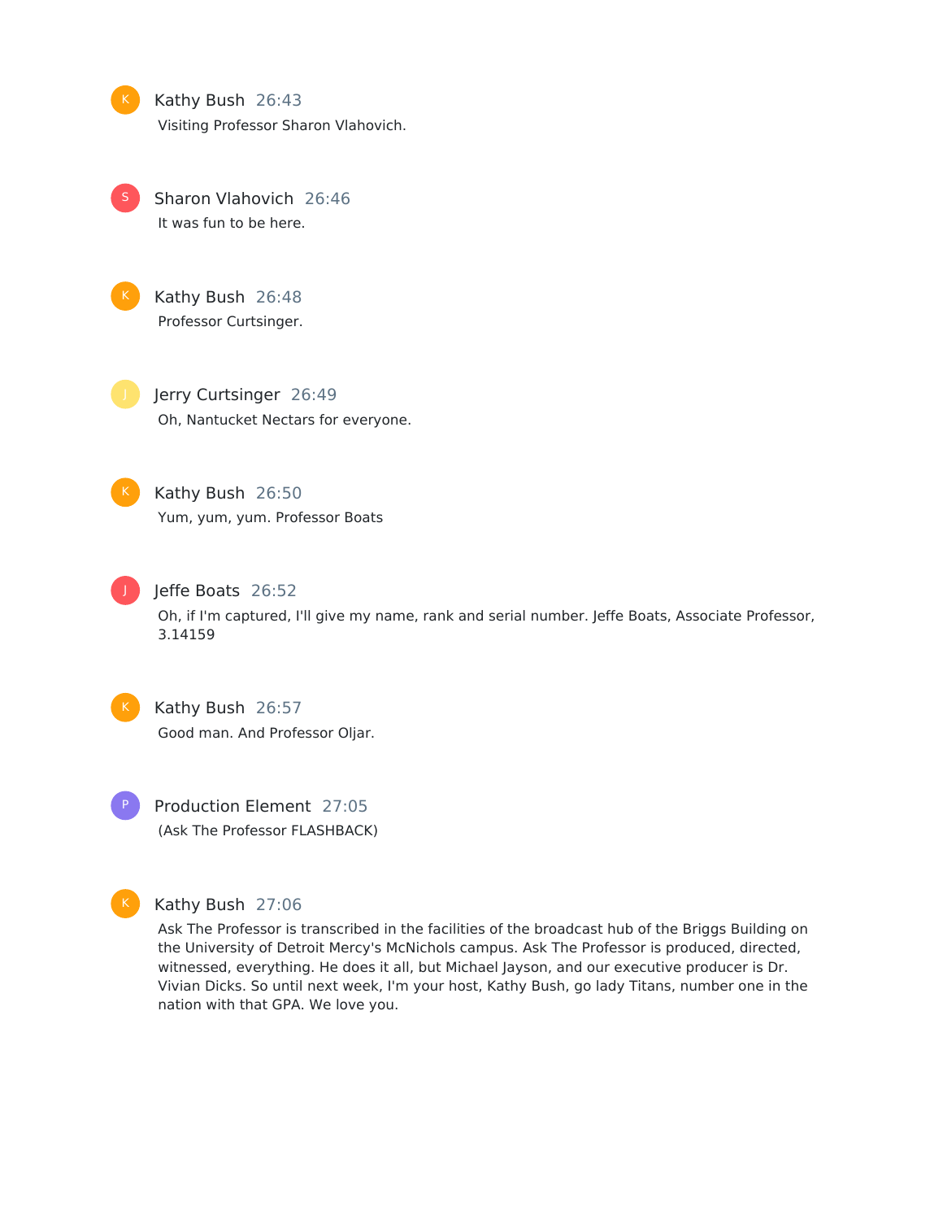**Kathy Bush** 26:43

Visiting Professor Sharon Vlahovich.

**Sharon Vlahovich** 26:46

It was fun to be here.

**Kathy Bush** 26:48

Professor Curtsinger.

**Jerry Curtsinger** 26:49

Oh, Nantucket Nectars for everyone.

**Kathy Bush** 26:50

Yum, yum, yum. Professor Boats

**Jeffe Boats** 26:52

Oh, if I'm captured, I'll give my name, rank and serial number. Jeffe Boats, Associate Professor, 3.14159

**Kathy Bush** 26:57

Good man. And Professor Oljar.

**Production Element** 27:05

(Ask The Professor FLASHBACK)

**Kathy Bush** 27:06

Ask The Professor is transcribed in the facilities of the broadcast hub of the Briggs Building on the University of Detroit Mercy's McNichols campus. Ask The Professor is produced, directed, witnessed, everything. He does it all, but Michael Jayson, and our executive producer is Dr. Vivian Dicks. So until next week, I'm your host, Kathy Bush, go lady Titans, number one in the nation with that GPA. We love you.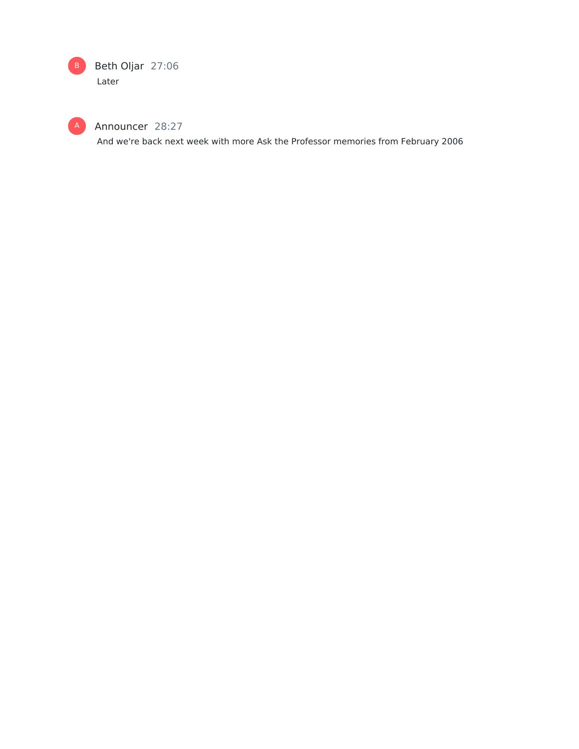**Beth Oljar** 27:06

Later

**Announcer** 28:27

And we're back next week with more Ask the Professor memories from February 2006